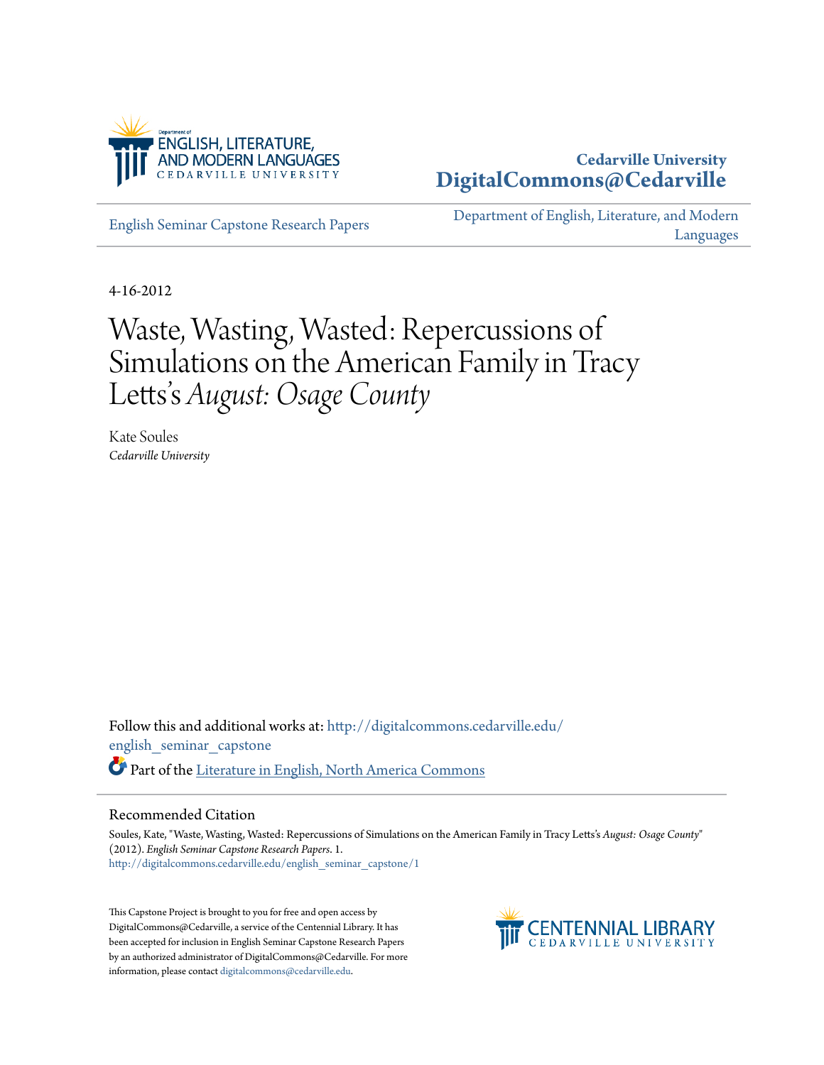Cedarville University
DigitalCommons@Cedarville

English Seminar Capstone Research Papers

Department of English, Literature, and Modern Languages

4-16-2012

# Waste, Wasting, Wasted: Repercussions of Simulations on the American Family in Tracy Letts's *August: Osage County*

Kate Soules
*Cedarville University*

Follow this and additional works at: http://digitalcommons.cedarville.edu/english_seminar_capstone

Part of the Literature in English, North America Commons

## Recommended Citation

Soules, Kate, "Waste, Wasting, Wasted: Repercussions of Simulations on the American Family in Tracy Letts's *August: Osage County*" (2012). *English Seminar Capstone Research Papers*. 1.
http://digitalcommons.cedarville.edu/english_seminar_capstone/1

This Capstone Project is brought to you for free and open access by DigitalCommons@Cedarville, a service of the Centennial Library. It has been accepted for inclusion in English Seminar Capstone Research Papers by an authorized administrator of DigitalCommons@Cedarville. For more information, please contact digitalcommons@cedarville.edu.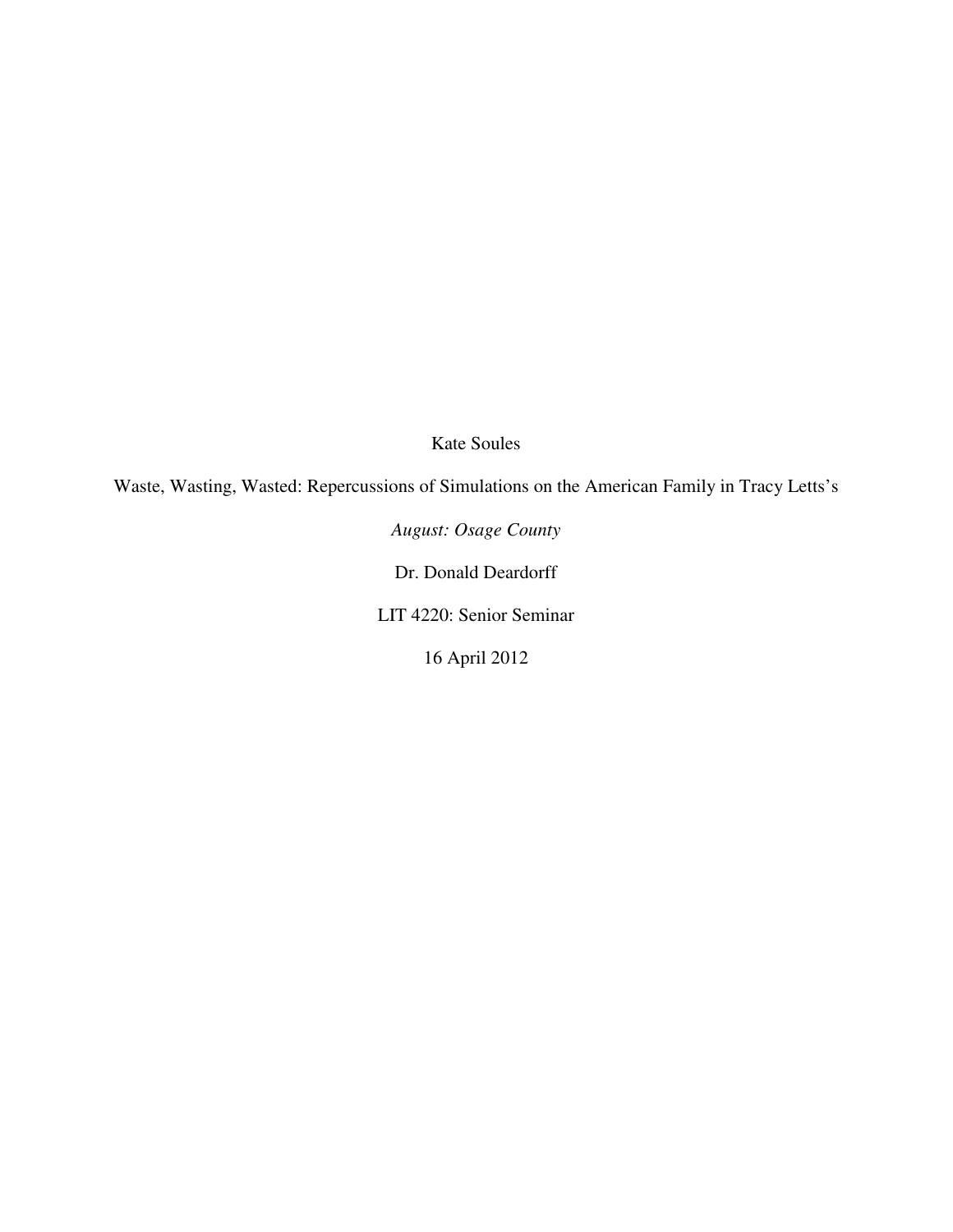Kate Soules

Waste, Wasting, Wasted: Repercussions of Simulations on the American Family in Tracy Letts's *August: Osage County*

Dr. Donald Deardorff

LIT 4220: Senior Seminar

16 April 2012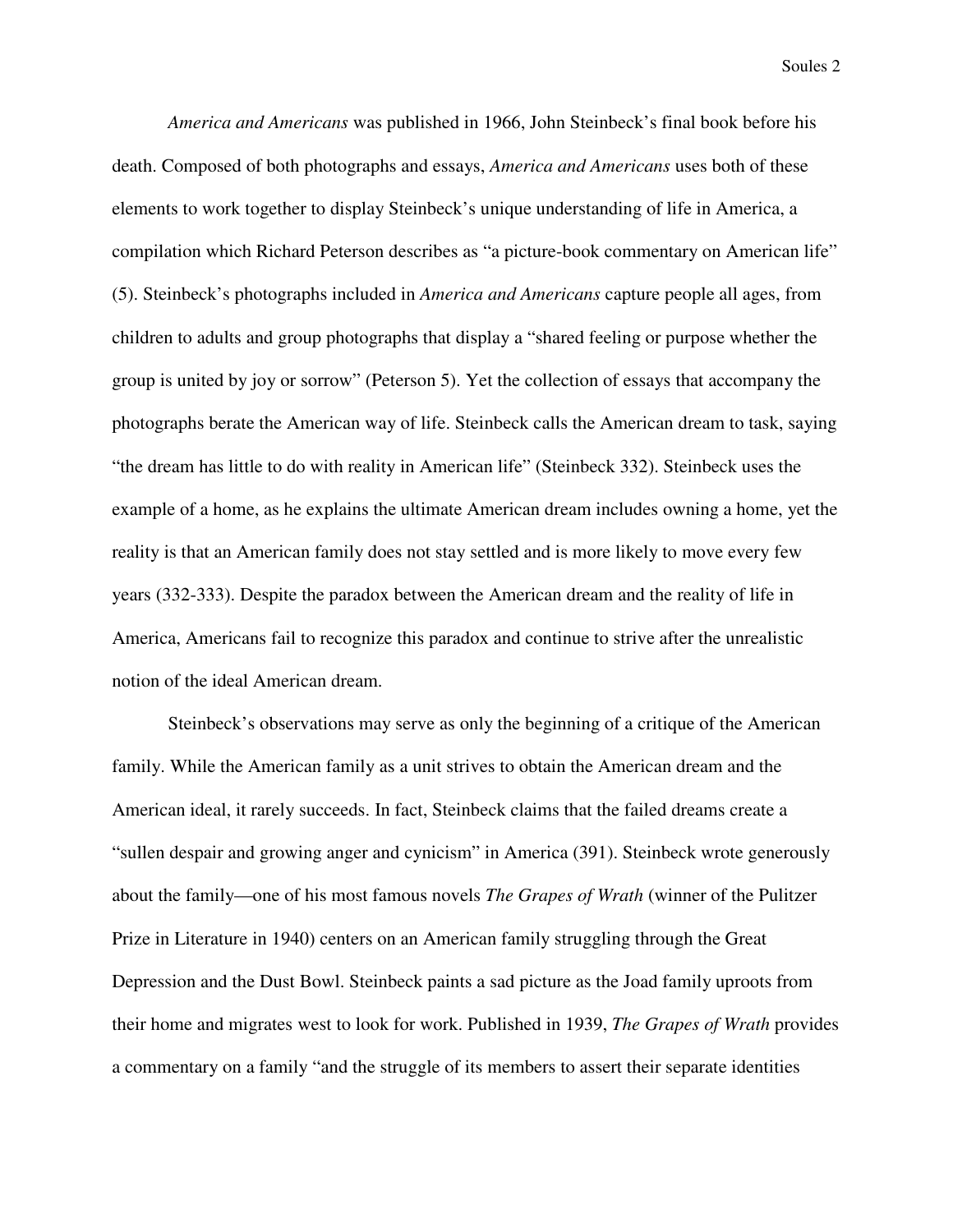*America and Americans* was published in 1966, John Steinbeck's final book before his death. Composed of both photographs and essays, *America and Americans* uses both of these elements to work together to display Steinbeck's unique understanding of life in America, a compilation which Richard Peterson describes as "a picture-book commentary on American life" (5). Steinbeck's photographs included in *America and Americans* capture people all ages, from children to adults and group photographs that display a "shared feeling or purpose whether the group is united by joy or sorrow" (Peterson 5). Yet the collection of essays that accompany the photographs berate the American way of life. Steinbeck calls the American dream to task, saying "the dream has little to do with reality in American life" (Steinbeck 332). Steinbeck uses the example of a home, as he explains the ultimate American dream includes owning a home, yet the reality is that an American family does not stay settled and is more likely to move every few years (332-333). Despite the paradox between the American dream and the reality of life in America, Americans fail to recognize this paradox and continue to strive after the unrealistic notion of the ideal American dream.

Steinbeck's observations may serve as only the beginning of a critique of the American family. While the American family as a unit strives to obtain the American dream and the American ideal, it rarely succeeds. In fact, Steinbeck claims that the failed dreams create a "sullen despair and growing anger and cynicism" in America (391). Steinbeck wrote generously about the family—one of his most famous novels *The Grapes of Wrath* (winner of the Pulitzer Prize in Literature in 1940) centers on an American family struggling through the Great Depression and the Dust Bowl. Steinbeck paints a sad picture as the Joad family uproots from their home and migrates west to look for work. Published in 1939, *The Grapes of Wrath* provides a commentary on a family "and the struggle of its members to assert their separate identities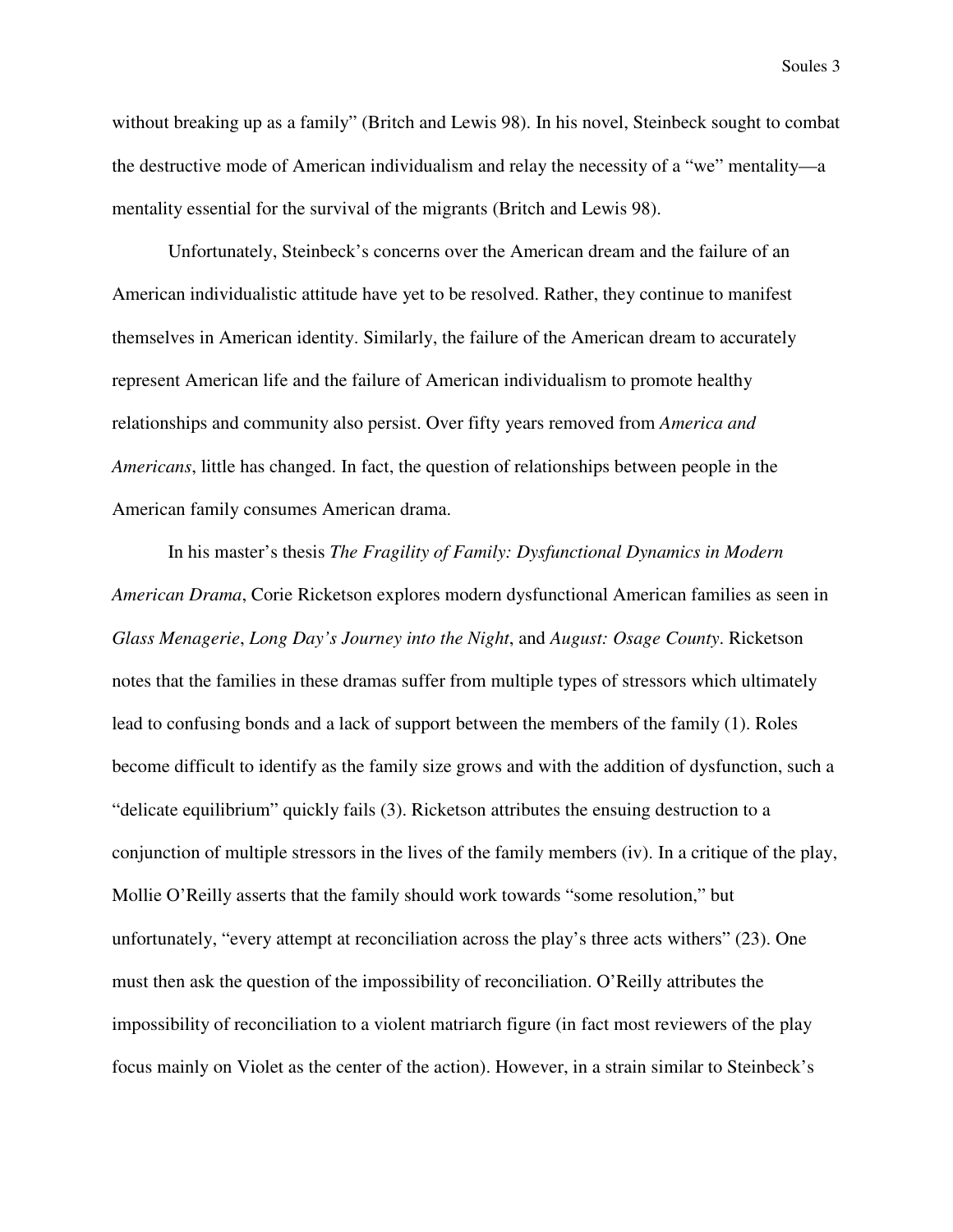without breaking up as a family" (Britch and Lewis 98). In his novel, Steinbeck sought to combat the destructive mode of American individualism and relay the necessity of a "we" mentality—a mentality essential for the survival of the migrants (Britch and Lewis 98).

Unfortunately, Steinbeck's concerns over the American dream and the failure of an American individualistic attitude have yet to be resolved. Rather, they continue to manifest themselves in American identity. Similarly, the failure of the American dream to accurately represent American life and the failure of American individualism to promote healthy relationships and community also persist. Over fifty years removed from *America and Americans*, little has changed. In fact, the question of relationships between people in the American family consumes American drama.

In his master's thesis *The Fragility of Family: Dysfunctional Dynamics in Modern American Drama*, Corie Ricketson explores modern dysfunctional American families as seen in *Glass Menagerie*, *Long Day's Journey into the Night*, and *August: Osage County*. Ricketson notes that the families in these dramas suffer from multiple types of stressors which ultimately lead to confusing bonds and a lack of support between the members of the family (1). Roles become difficult to identify as the family size grows and with the addition of dysfunction, such a "delicate equilibrium" quickly fails (3). Ricketson attributes the ensuing destruction to a conjunction of multiple stressors in the lives of the family members (iv). In a critique of the play, Mollie O'Reilly asserts that the family should work towards "some resolution," but unfortunately, "every attempt at reconciliation across the play's three acts withers" (23). One must then ask the question of the impossibility of reconciliation. O'Reilly attributes the impossibility of reconciliation to a violent matriarch figure (in fact most reviewers of the play focus mainly on Violet as the center of the action). However, in a strain similar to Steinbeck's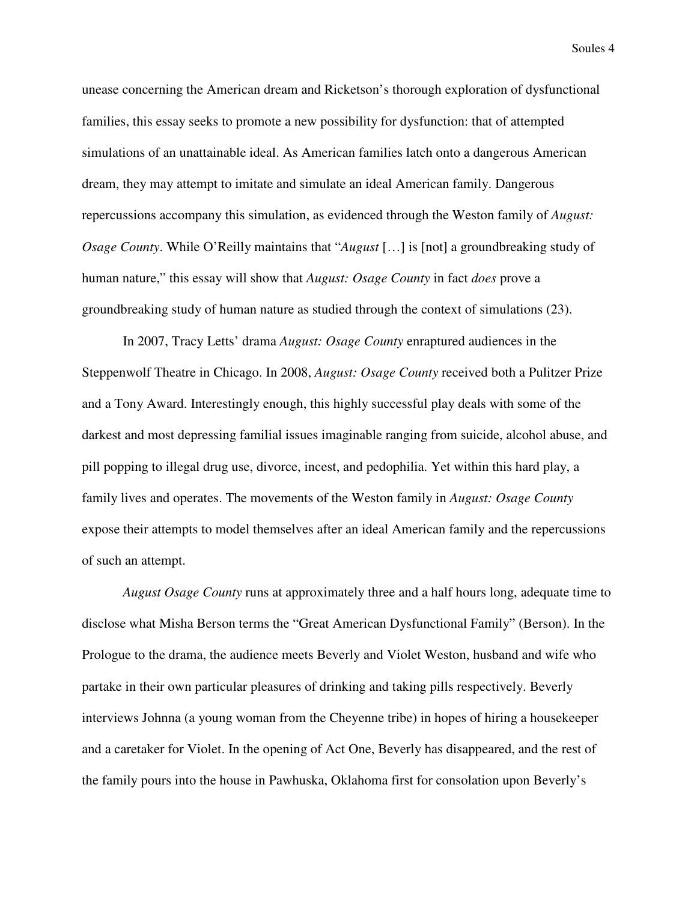unease concerning the American dream and Ricketson's thorough exploration of dysfunctional families, this essay seeks to promote a new possibility for dysfunction: that of attempted simulations of an unattainable ideal. As American families latch onto a dangerous American dream, they may attempt to imitate and simulate an ideal American family. Dangerous repercussions accompany this simulation, as evidenced through the Weston family of *August: Osage County*. While O'Reilly maintains that "*August* […] is [not] a groundbreaking study of human nature," this essay will show that *August: Osage County* in fact *does* prove a groundbreaking study of human nature as studied through the context of simulations (23).

In 2007, Tracy Letts' drama *August: Osage County* enraptured audiences in the Steppenwolf Theatre in Chicago. In 2008, *August: Osage County* received both a Pulitzer Prize and a Tony Award. Interestingly enough, this highly successful play deals with some of the darkest and most depressing familial issues imaginable ranging from suicide, alcohol abuse, and pill popping to illegal drug use, divorce, incest, and pedophilia. Yet within this hard play, a family lives and operates. The movements of the Weston family in *August: Osage County* expose their attempts to model themselves after an ideal American family and the repercussions of such an attempt.

*August Osage County* runs at approximately three and a half hours long, adequate time to disclose what Misha Berson terms the "Great American Dysfunctional Family" (Berson). In the Prologue to the drama, the audience meets Beverly and Violet Weston, husband and wife who partake in their own particular pleasures of drinking and taking pills respectively. Beverly interviews Johnna (a young woman from the Cheyenne tribe) in hopes of hiring a housekeeper and a caretaker for Violet. In the opening of Act One, Beverly has disappeared, and the rest of the family pours into the house in Pawhuska, Oklahoma first for consolation upon Beverly's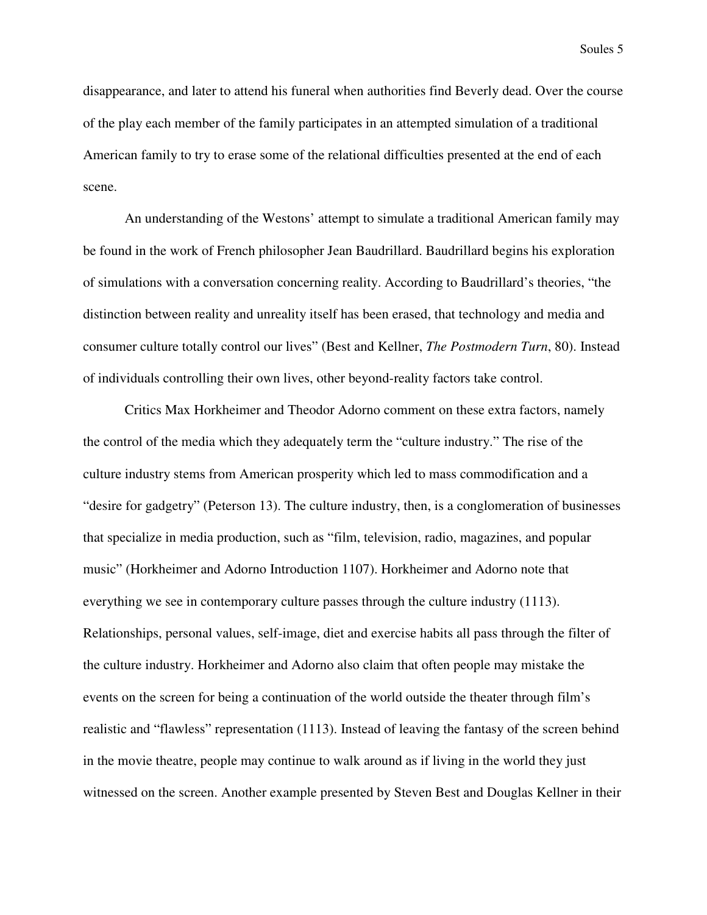disappearance, and later to attend his funeral when authorities find Beverly dead. Over the course of the play each member of the family participates in an attempted simulation of a traditional American family to try to erase some of the relational difficulties presented at the end of each scene.

An understanding of the Westons' attempt to simulate a traditional American family may be found in the work of French philosopher Jean Baudrillard. Baudrillard begins his exploration of simulations with a conversation concerning reality. According to Baudrillard's theories, "the distinction between reality and unreality itself has been erased, that technology and media and consumer culture totally control our lives" (Best and Kellner, *The Postmodern Turn*, 80). Instead of individuals controlling their own lives, other beyond-reality factors take control.

Critics Max Horkheimer and Theodor Adorno comment on these extra factors, namely the control of the media which they adequately term the "culture industry." The rise of the culture industry stems from American prosperity which led to mass commodification and a "desire for gadgetry" (Peterson 13). The culture industry, then, is a conglomeration of businesses that specialize in media production, such as "film, television, radio, magazines, and popular music" (Horkheimer and Adorno Introduction 1107). Horkheimer and Adorno note that everything we see in contemporary culture passes through the culture industry (1113). Relationships, personal values, self-image, diet and exercise habits all pass through the filter of the culture industry. Horkheimer and Adorno also claim that often people may mistake the events on the screen for being a continuation of the world outside the theater through film's realistic and "flawless" representation (1113). Instead of leaving the fantasy of the screen behind in the movie theatre, people may continue to walk around as if living in the world they just witnessed on the screen. Another example presented by Steven Best and Douglas Kellner in their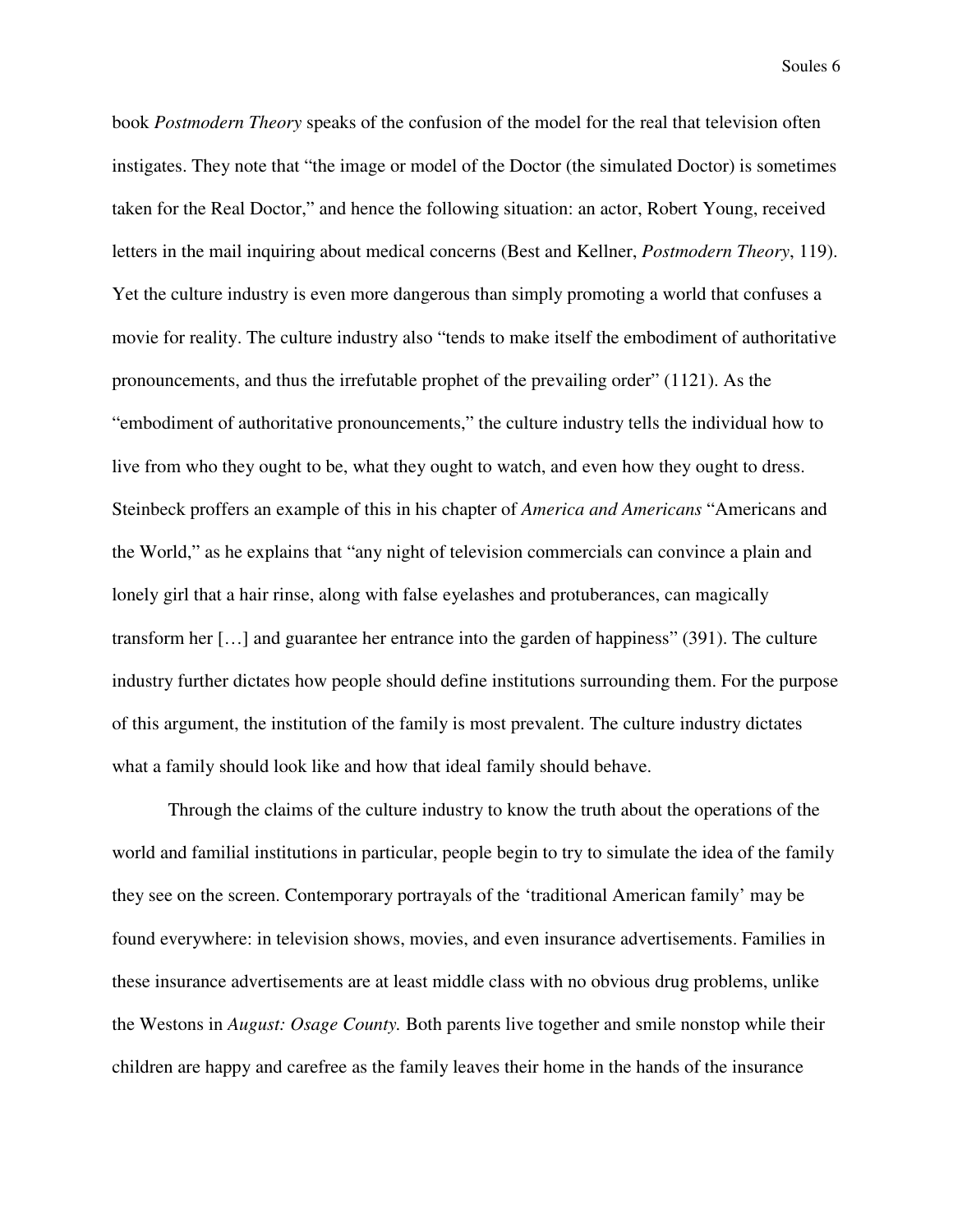book *Postmodern Theory* speaks of the confusion of the model for the real that television often instigates. They note that "the image or model of the Doctor (the simulated Doctor) is sometimes taken for the Real Doctor," and hence the following situation: an actor, Robert Young, received letters in the mail inquiring about medical concerns (Best and Kellner, *Postmodern Theory*, 119). Yet the culture industry is even more dangerous than simply promoting a world that confuses a movie for reality. The culture industry also "tends to make itself the embodiment of authoritative pronouncements, and thus the irrefutable prophet of the prevailing order" (1121). As the "embodiment of authoritative pronouncements," the culture industry tells the individual how to live from who they ought to be, what they ought to watch, and even how they ought to dress. Steinbeck proffers an example of this in his chapter of *America and Americans* "Americans and the World," as he explains that "any night of television commercials can convince a plain and lonely girl that a hair rinse, along with false eyelashes and protuberances, can magically transform her […] and guarantee her entrance into the garden of happiness" (391). The culture industry further dictates how people should define institutions surrounding them. For the purpose of this argument, the institution of the family is most prevalent. The culture industry dictates what a family should look like and how that ideal family should behave.

Through the claims of the culture industry to know the truth about the operations of the world and familial institutions in particular, people begin to try to simulate the idea of the family they see on the screen. Contemporary portrayals of the 'traditional American family' may be found everywhere: in television shows, movies, and even insurance advertisements. Families in these insurance advertisements are at least middle class with no obvious drug problems, unlike the Westons in *August: Osage County.* Both parents live together and smile nonstop while their children are happy and carefree as the family leaves their home in the hands of the insurance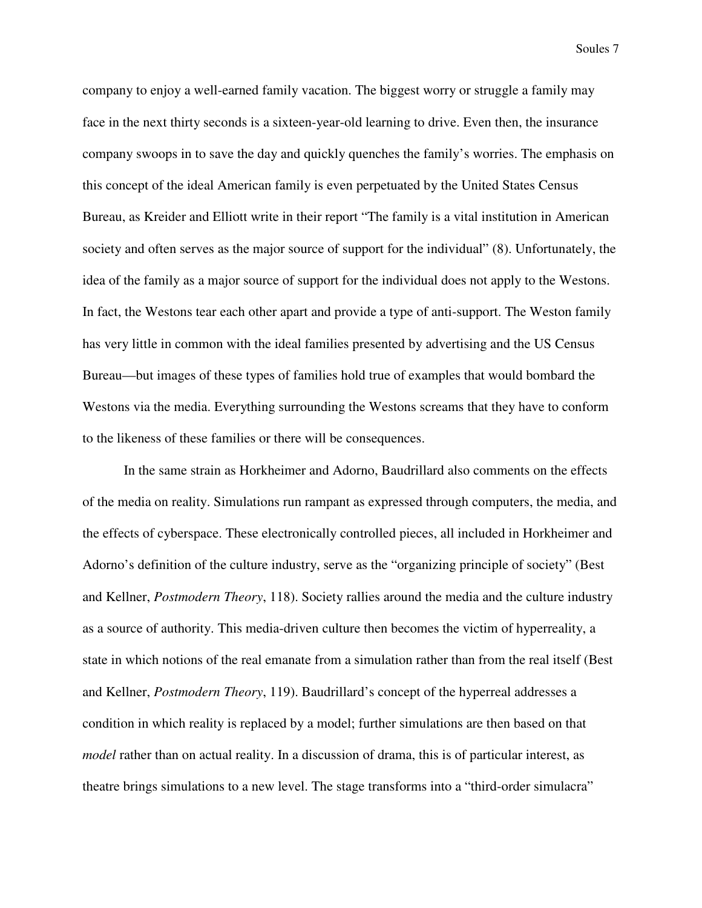company to enjoy a well-earned family vacation. The biggest worry or struggle a family may face in the next thirty seconds is a sixteen-year-old learning to drive. Even then, the insurance company swoops in to save the day and quickly quenches the family's worries. The emphasis on this concept of the ideal American family is even perpetuated by the United States Census Bureau, as Kreider and Elliott write in their report "The family is a vital institution in American society and often serves as the major source of support for the individual" (8). Unfortunately, the idea of the family as a major source of support for the individual does not apply to the Westons. In fact, the Westons tear each other apart and provide a type of anti-support. The Weston family has very little in common with the ideal families presented by advertising and the US Census Bureau—but images of these types of families hold true of examples that would bombard the Westons via the media. Everything surrounding the Westons screams that they have to conform to the likeness of these families or there will be consequences.

In the same strain as Horkheimer and Adorno, Baudrillard also comments on the effects of the media on reality. Simulations run rampant as expressed through computers, the media, and the effects of cyberspace. These electronically controlled pieces, all included in Horkheimer and Adorno's definition of the culture industry, serve as the "organizing principle of society" (Best and Kellner, *Postmodern Theory*, 118). Society rallies around the media and the culture industry as a source of authority. This media-driven culture then becomes the victim of hyperreality, a state in which notions of the real emanate from a simulation rather than from the real itself (Best and Kellner, *Postmodern Theory*, 119). Baudrillard's concept of the hyperreal addresses a condition in which reality is replaced by a model; further simulations are then based on that *model* rather than on actual reality. In a discussion of drama, this is of particular interest, as theatre brings simulations to a new level. The stage transforms into a "third-order simulacra"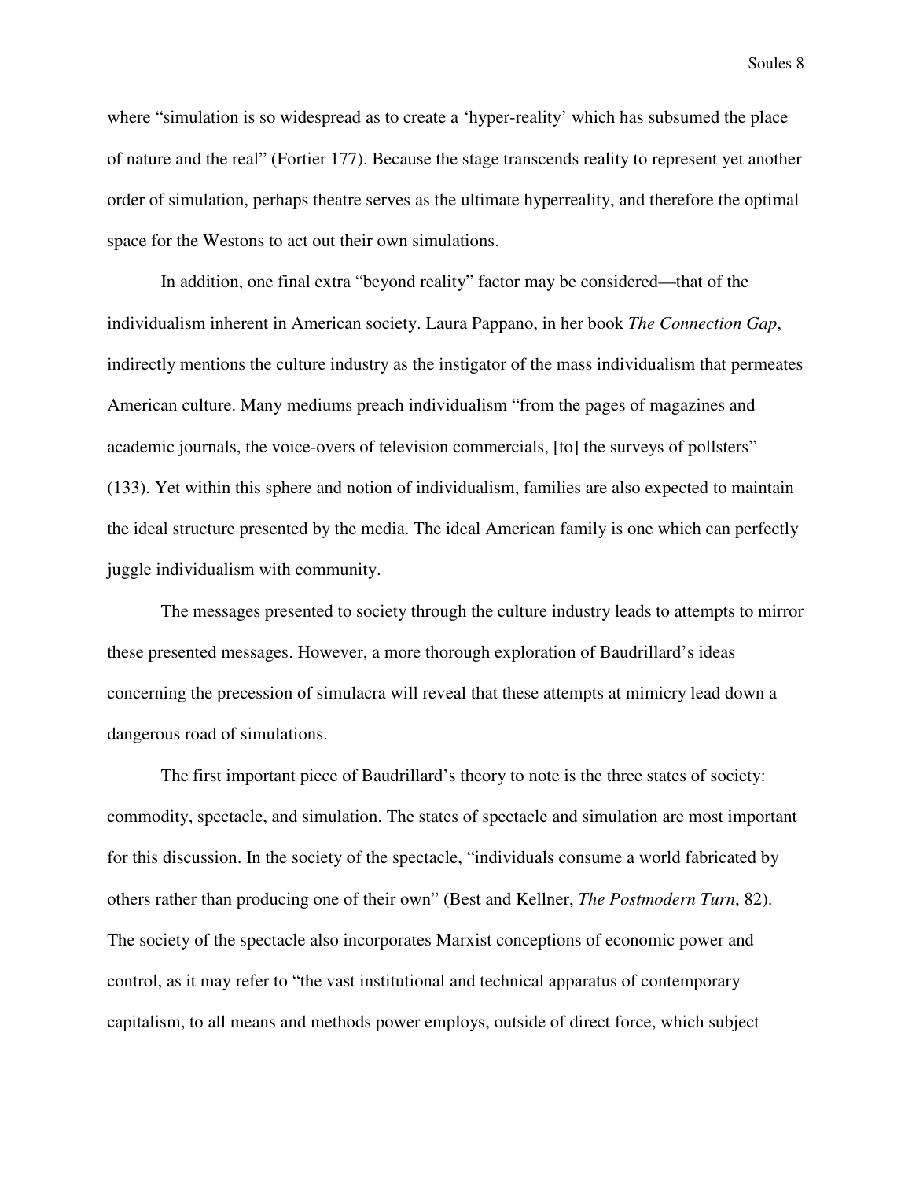where “simulation is so widespread as to create a ‘hyper-reality’ which has subsumed the place of nature and the real” (Fortier 177). Because the stage transcends reality to represent yet another order of simulation, perhaps theatre serves as the ultimate hyperreality, and therefore the optimal space for the Westons to act out their own simulations.

In addition, one final extra “beyond reality” factor may be considered—that of the individualism inherent in American society. Laura Pappano, in her book *The Connection Gap*, indirectly mentions the culture industry as the instigator of the mass individualism that permeates American culture. Many mediums preach individualism “from the pages of magazines and academic journals, the voice-overs of television commercials, [to] the surveys of pollsters” (133). Yet within this sphere and notion of individualism, families are also expected to maintain the ideal structure presented by the media. The ideal American family is one which can perfectly juggle individualism with community.

The messages presented to society through the culture industry leads to attempts to mirror these presented messages. However, a more thorough exploration of Baudrillard’s ideas concerning the precession of simulacra will reveal that these attempts at mimicry lead down a dangerous road of simulations.

The first important piece of Baudrillard’s theory to note is the three states of society: commodity, spectacle, and simulation. The states of spectacle and simulation are most important for this discussion. In the society of the spectacle, “individuals consume a world fabricated by others rather than producing one of their own” (Best and Kellner, *The Postmodern Turn*, 82). The society of the spectacle also incorporates Marxist conceptions of economic power and control, as it may refer to “the vast institutional and technical apparatus of contemporary capitalism, to all means and methods power employs, outside of direct force, which subject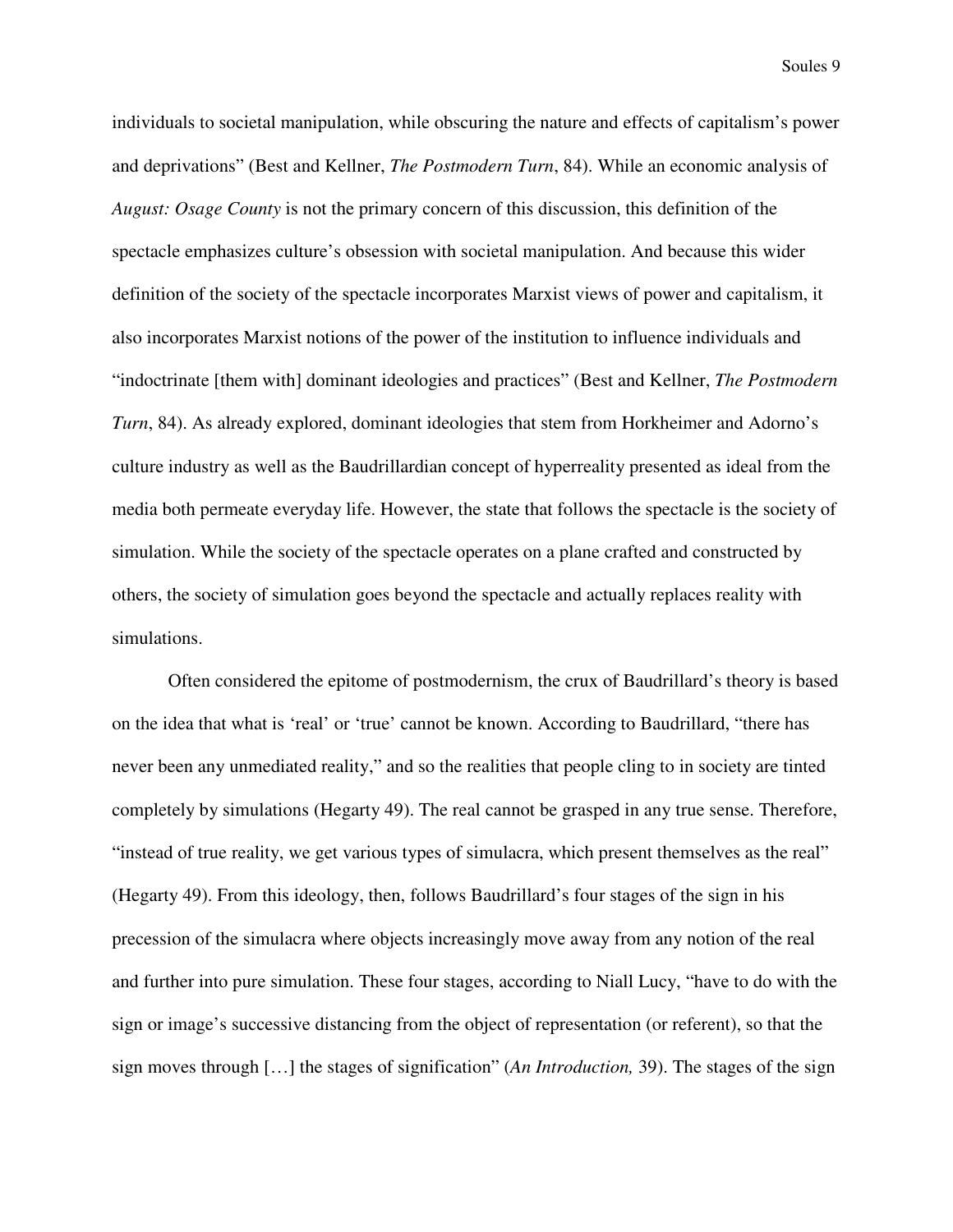individuals to societal manipulation, while obscuring the nature and effects of capitalism's power and deprivations" (Best and Kellner, *The Postmodern Turn*, 84). While an economic analysis of *August: Osage County* is not the primary concern of this discussion, this definition of the spectacle emphasizes culture's obsession with societal manipulation. And because this wider definition of the society of the spectacle incorporates Marxist views of power and capitalism, it also incorporates Marxist notions of the power of the institution to influence individuals and "indoctrinate [them with] dominant ideologies and practices" (Best and Kellner, *The Postmodern Turn*, 84). As already explored, dominant ideologies that stem from Horkheimer and Adorno's culture industry as well as the Baudrillardian concept of hyperreality presented as ideal from the media both permeate everyday life. However, the state that follows the spectacle is the society of simulation. While the society of the spectacle operates on a plane crafted and constructed by others, the society of simulation goes beyond the spectacle and actually replaces reality with simulations.

Often considered the epitome of postmodernism, the crux of Baudrillard's theory is based on the idea that what is 'real' or 'true' cannot be known. According to Baudrillard, "there has never been any unmediated reality," and so the realities that people cling to in society are tinted completely by simulations (Hegarty 49). The real cannot be grasped in any true sense. Therefore, "instead of true reality, we get various types of simulacra, which present themselves as the real" (Hegarty 49). From this ideology, then, follows Baudrillard's four stages of the sign in his precession of the simulacra where objects increasingly move away from any notion of the real and further into pure simulation. These four stages, according to Niall Lucy, "have to do with the sign or image's successive distancing from the object of representation (or referent), so that the sign moves through […] the stages of signification" (*An Introduction,* 39). The stages of the sign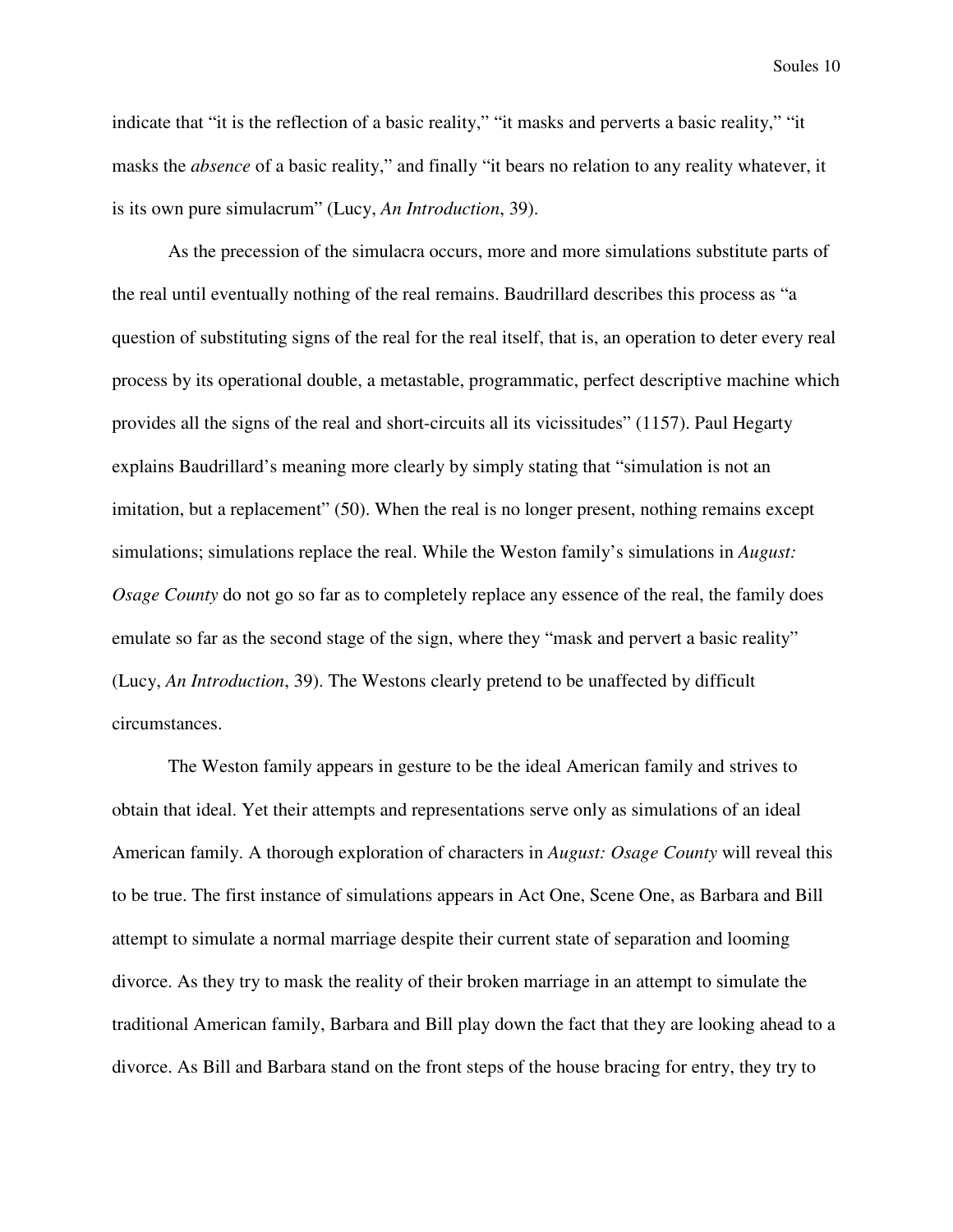indicate that "it is the reflection of a basic reality," "it masks and perverts a basic reality," "it masks the *absence* of a basic reality," and finally "it bears no relation to any reality whatever, it is its own pure simulacrum" (Lucy, *An Introduction*, 39).

As the precession of the simulacra occurs, more and more simulations substitute parts of the real until eventually nothing of the real remains. Baudrillard describes this process as "a question of substituting signs of the real for the real itself, that is, an operation to deter every real process by its operational double, a metastable, programmatic, perfect descriptive machine which provides all the signs of the real and short-circuits all its vicissitudes" (1157). Paul Hegarty explains Baudrillard's meaning more clearly by simply stating that "simulation is not an imitation, but a replacement" (50). When the real is no longer present, nothing remains except simulations; simulations replace the real. While the Weston family's simulations in *August: Osage County* do not go so far as to completely replace any essence of the real, the family does emulate so far as the second stage of the sign, where they "mask and pervert a basic reality" (Lucy, *An Introduction*, 39). The Westons clearly pretend to be unaffected by difficult circumstances.

The Weston family appears in gesture to be the ideal American family and strives to obtain that ideal. Yet their attempts and representations serve only as simulations of an ideal American family. A thorough exploration of characters in *August: Osage County* will reveal this to be true. The first instance of simulations appears in Act One, Scene One, as Barbara and Bill attempt to simulate a normal marriage despite their current state of separation and looming divorce. As they try to mask the reality of their broken marriage in an attempt to simulate the traditional American family, Barbara and Bill play down the fact that they are looking ahead to a divorce. As Bill and Barbara stand on the front steps of the house bracing for entry, they try to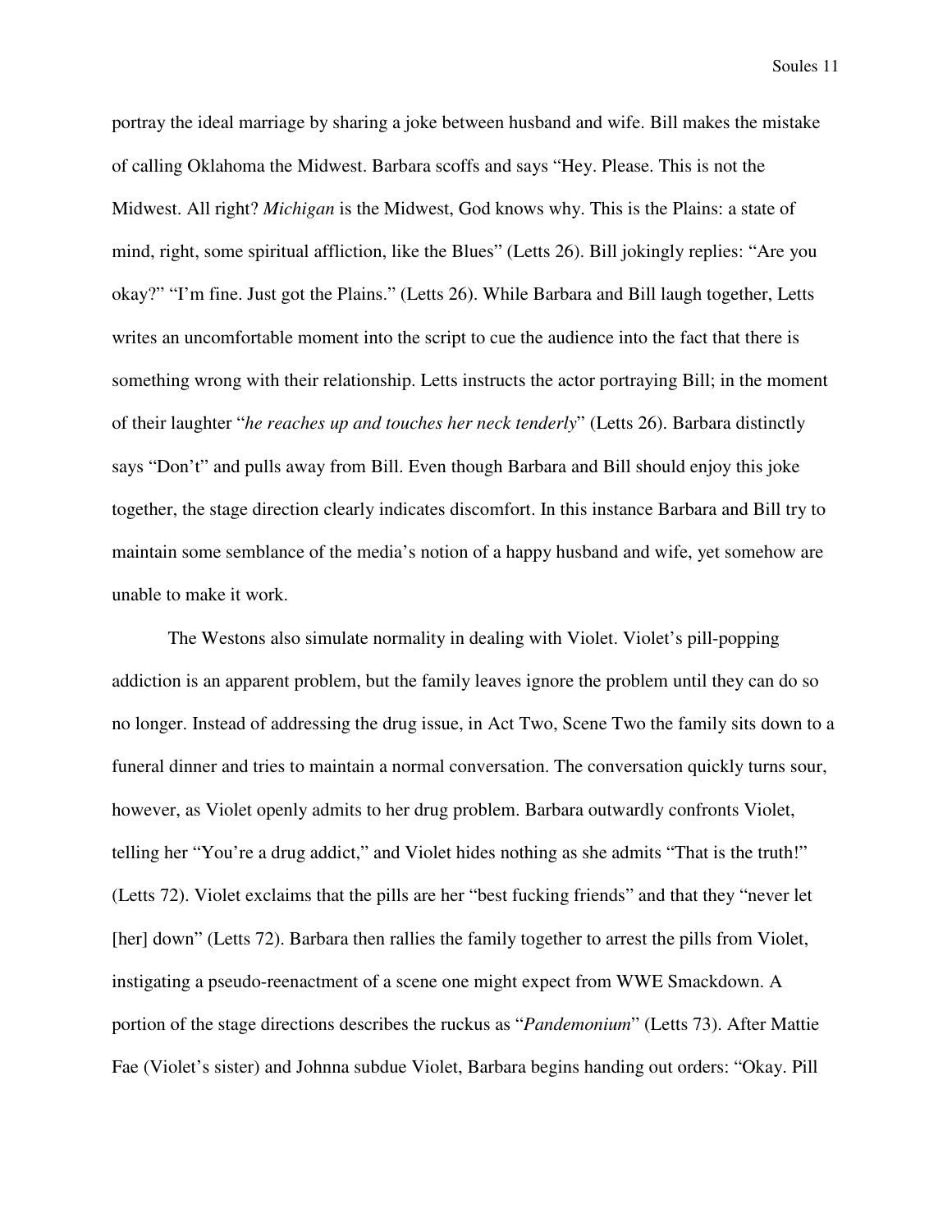portray the ideal marriage by sharing a joke between husband and wife. Bill makes the mistake of calling Oklahoma the Midwest. Barbara scoffs and says "Hey. Please. This is not the Midwest. All right? *Michigan* is the Midwest, God knows why. This is the Plains: a state of mind, right, some spiritual affliction, like the Blues" (Letts 26). Bill jokingly replies: "Are you okay?" "I'm fine. Just got the Plains." (Letts 26). While Barbara and Bill laugh together, Letts writes an uncomfortable moment into the script to cue the audience into the fact that there is something wrong with their relationship. Letts instructs the actor portraying Bill; in the moment of their laughter "*he reaches up and touches her neck tenderly*" (Letts 26). Barbara distinctly says "Don't" and pulls away from Bill. Even though Barbara and Bill should enjoy this joke together, the stage direction clearly indicates discomfort. In this instance Barbara and Bill try to maintain some semblance of the media's notion of a happy husband and wife, yet somehow are unable to make it work.

The Westons also simulate normality in dealing with Violet. Violet's pill-popping addiction is an apparent problem, but the family leaves ignore the problem until they can do so no longer. Instead of addressing the drug issue, in Act Two, Scene Two the family sits down to a funeral dinner and tries to maintain a normal conversation. The conversation quickly turns sour, however, as Violet openly admits to her drug problem. Barbara outwardly confronts Violet, telling her "You're a drug addict," and Violet hides nothing as she admits "That is the truth!" (Letts 72). Violet exclaims that the pills are her "best fucking friends" and that they "never let [her] down" (Letts 72). Barbara then rallies the family together to arrest the pills from Violet, instigating a pseudo-reenactment of a scene one might expect from WWE Smackdown. A portion of the stage directions describes the ruckus as "*Pandemonium*" (Letts 73). After Mattie Fae (Violet's sister) and Johnna subdue Violet, Barbara begins handing out orders: "Okay. Pill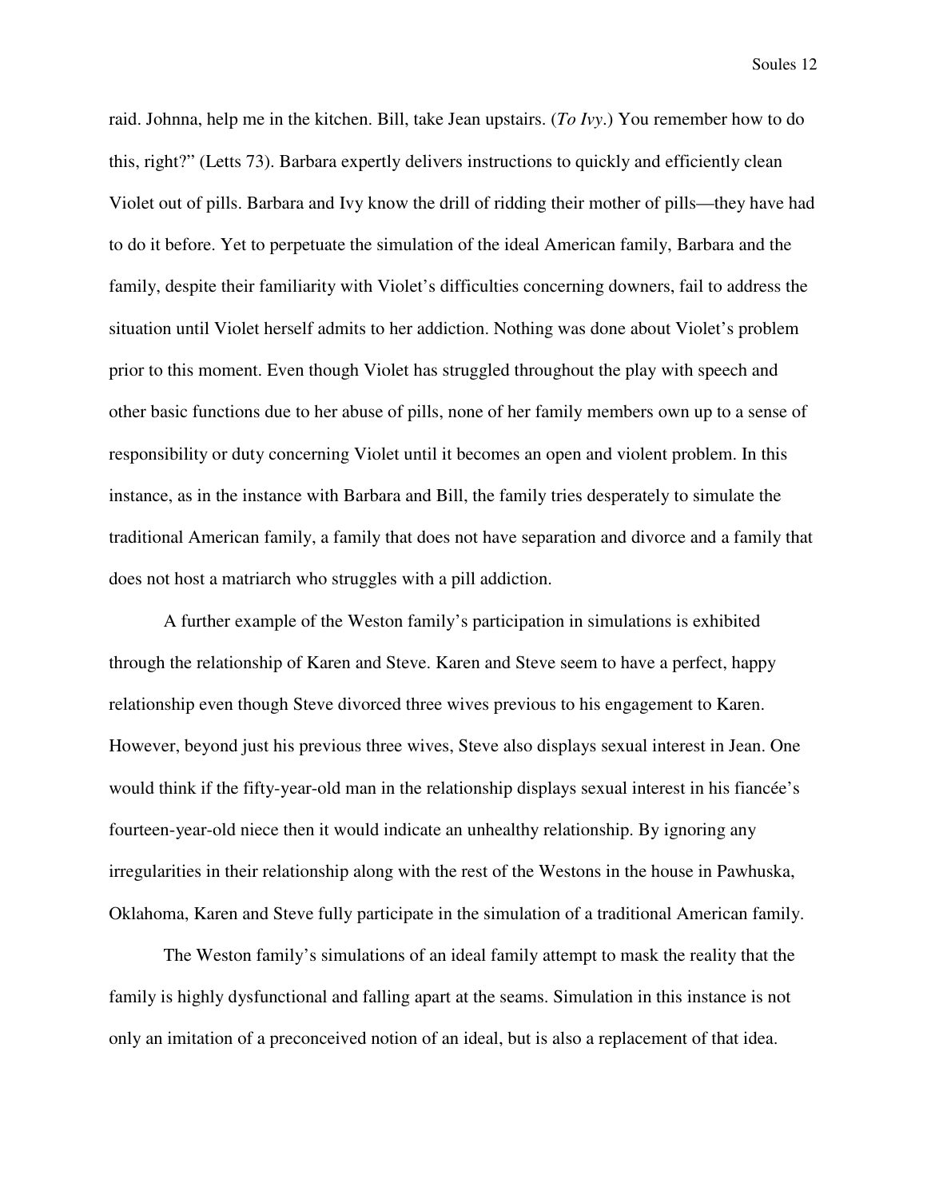raid. Johnna, help me in the kitchen. Bill, take Jean upstairs. (*To Ivy*.) You remember how to do this, right?" (Letts 73). Barbara expertly delivers instructions to quickly and efficiently clean Violet out of pills. Barbara and Ivy know the drill of ridding their mother of pills—they have had to do it before. Yet to perpetuate the simulation of the ideal American family, Barbara and the family, despite their familiarity with Violet's difficulties concerning downers, fail to address the situation until Violet herself admits to her addiction. Nothing was done about Violet's problem prior to this moment. Even though Violet has struggled throughout the play with speech and other basic functions due to her abuse of pills, none of her family members own up to a sense of responsibility or duty concerning Violet until it becomes an open and violent problem. In this instance, as in the instance with Barbara and Bill, the family tries desperately to simulate the traditional American family, a family that does not have separation and divorce and a family that does not host a matriarch who struggles with a pill addiction.

A further example of the Weston family's participation in simulations is exhibited through the relationship of Karen and Steve. Karen and Steve seem to have a perfect, happy relationship even though Steve divorced three wives previous to his engagement to Karen. However, beyond just his previous three wives, Steve also displays sexual interest in Jean. One would think if the fifty-year-old man in the relationship displays sexual interest in his fiancée's fourteen-year-old niece then it would indicate an unhealthy relationship. By ignoring any irregularities in their relationship along with the rest of the Westons in the house in Pawhuska, Oklahoma, Karen and Steve fully participate in the simulation of a traditional American family.

The Weston family's simulations of an ideal family attempt to mask the reality that the family is highly dysfunctional and falling apart at the seams. Simulation in this instance is not only an imitation of a preconceived notion of an ideal, but is also a replacement of that idea.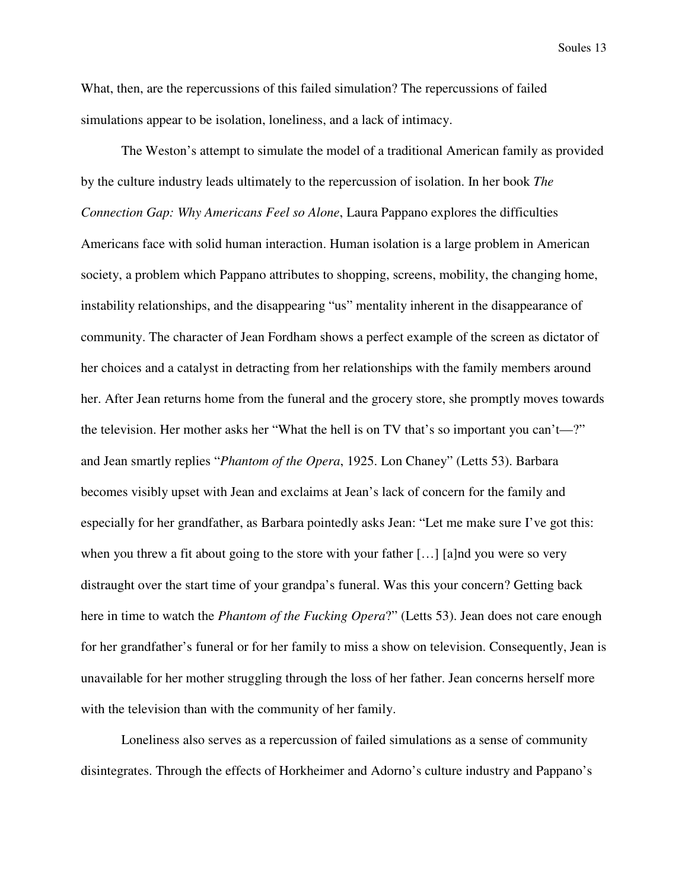What, then, are the repercussions of this failed simulation? The repercussions of failed simulations appear to be isolation, loneliness, and a lack of intimacy.

The Weston's attempt to simulate the model of a traditional American family as provided by the culture industry leads ultimately to the repercussion of isolation. In her book *The Connection Gap: Why Americans Feel so Alone*, Laura Pappano explores the difficulties Americans face with solid human interaction. Human isolation is a large problem in American society, a problem which Pappano attributes to shopping, screens, mobility, the changing home, instability relationships, and the disappearing "us" mentality inherent in the disappearance of community. The character of Jean Fordham shows a perfect example of the screen as dictator of her choices and a catalyst in detracting from her relationships with the family members around her. After Jean returns home from the funeral and the grocery store, she promptly moves towards the television. Her mother asks her "What the hell is on TV that's so important you can't—?" and Jean smartly replies "*Phantom of the Opera*, 1925. Lon Chaney" (Letts 53). Barbara becomes visibly upset with Jean and exclaims at Jean's lack of concern for the family and especially for her grandfather, as Barbara pointedly asks Jean: "Let me make sure I've got this: when you threw a fit about going to the store with your father […] [a]nd you were so very distraught over the start time of your grandpa's funeral. Was this your concern? Getting back here in time to watch the *Phantom of the Fucking Opera*?" (Letts 53). Jean does not care enough for her grandfather's funeral or for her family to miss a show on television. Consequently, Jean is unavailable for her mother struggling through the loss of her father. Jean concerns herself more with the television than with the community of her family.

Loneliness also serves as a repercussion of failed simulations as a sense of community disintegrates. Through the effects of Horkheimer and Adorno's culture industry and Pappano's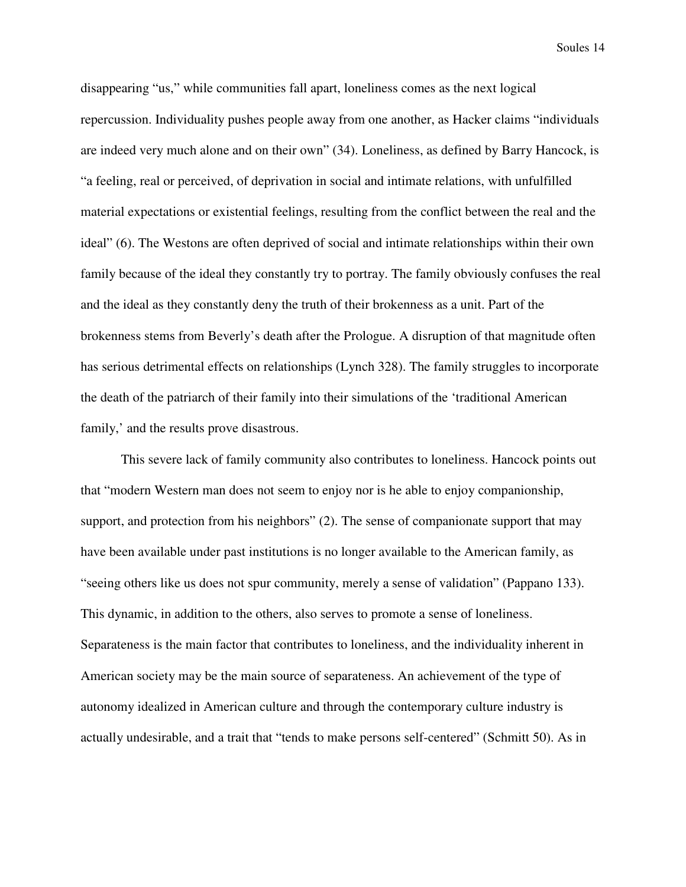disappearing "us," while communities fall apart, loneliness comes as the next logical repercussion. Individuality pushes people away from one another, as Hacker claims "individuals are indeed very much alone and on their own" (34). Loneliness, as defined by Barry Hancock, is "a feeling, real or perceived, of deprivation in social and intimate relations, with unfulfilled material expectations or existential feelings, resulting from the conflict between the real and the ideal" (6). The Westons are often deprived of social and intimate relationships within their own family because of the ideal they constantly try to portray. The family obviously confuses the real and the ideal as they constantly deny the truth of their brokenness as a unit. Part of the brokenness stems from Beverly's death after the Prologue. A disruption of that magnitude often has serious detrimental effects on relationships (Lynch 328). The family struggles to incorporate the death of the patriarch of their family into their simulations of the 'traditional American family,' and the results prove disastrous.

This severe lack of family community also contributes to loneliness. Hancock points out that "modern Western man does not seem to enjoy nor is he able to enjoy companionship, support, and protection from his neighbors" (2). The sense of companionate support that may have been available under past institutions is no longer available to the American family, as "seeing others like us does not spur community, merely a sense of validation" (Pappano 133). This dynamic, in addition to the others, also serves to promote a sense of loneliness. Separateness is the main factor that contributes to loneliness, and the individuality inherent in American society may be the main source of separateness. An achievement of the type of autonomy idealized in American culture and through the contemporary culture industry is actually undesirable, and a trait that "tends to make persons self-centered" (Schmitt 50). As in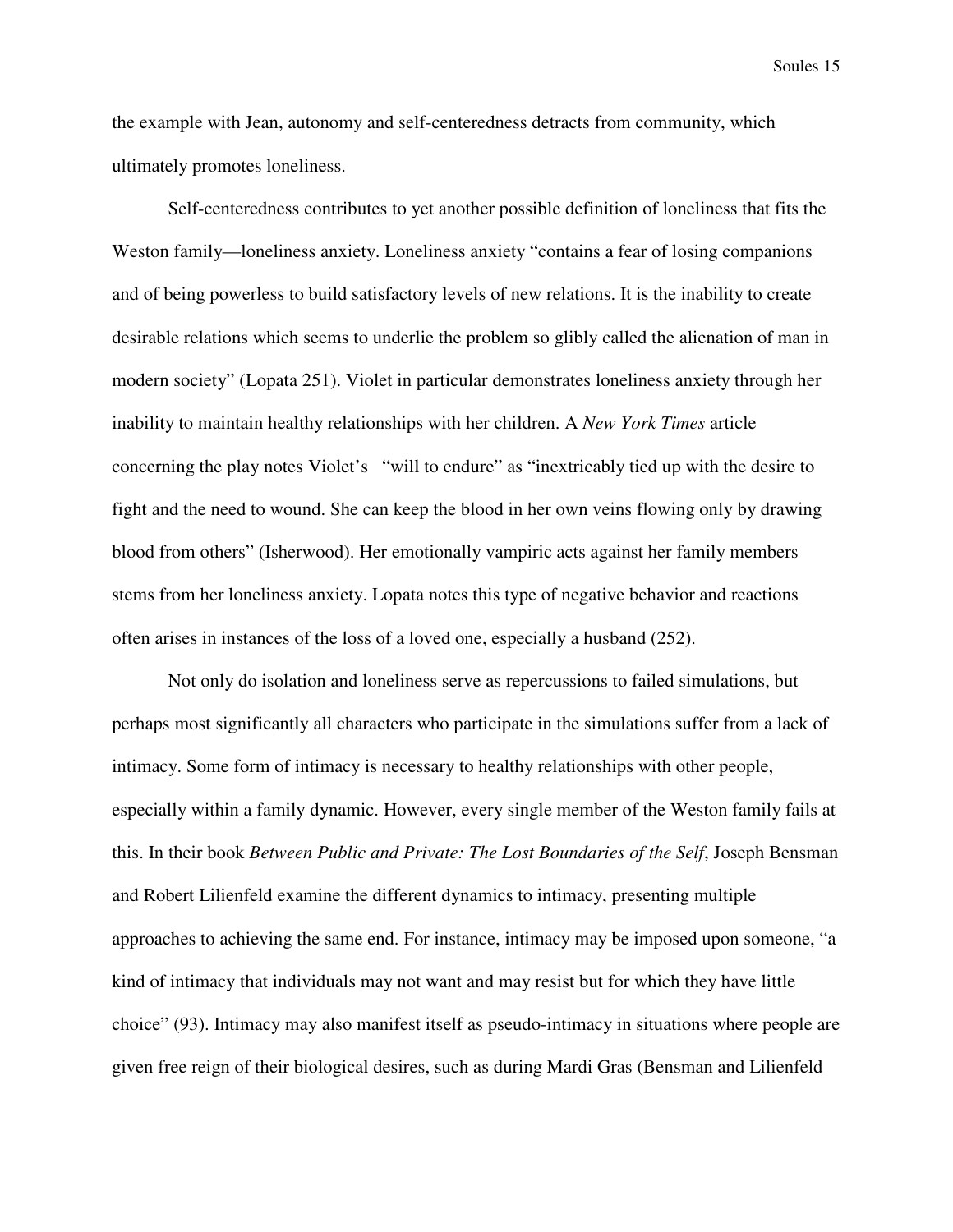the example with Jean, autonomy and self-centeredness detracts from community, which ultimately promotes loneliness.

Self-centeredness contributes to yet another possible definition of loneliness that fits the Weston family—loneliness anxiety. Loneliness anxiety "contains a fear of losing companions and of being powerless to build satisfactory levels of new relations. It is the inability to create desirable relations which seems to underlie the problem so glibly called the alienation of man in modern society" (Lopata 251). Violet in particular demonstrates loneliness anxiety through her inability to maintain healthy relationships with her children. A *New York Times* article concerning the play notes Violet's "will to endure" as "inextricably tied up with the desire to fight and the need to wound. She can keep the blood in her own veins flowing only by drawing blood from others" (Isherwood). Her emotionally vampiric acts against her family members stems from her loneliness anxiety. Lopata notes this type of negative behavior and reactions often arises in instances of the loss of a loved one, especially a husband (252).

Not only do isolation and loneliness serve as repercussions to failed simulations, but perhaps most significantly all characters who participate in the simulations suffer from a lack of intimacy. Some form of intimacy is necessary to healthy relationships with other people, especially within a family dynamic. However, every single member of the Weston family fails at this. In their book *Between Public and Private: The Lost Boundaries of the Self*, Joseph Bensman and Robert Lilienfeld examine the different dynamics to intimacy, presenting multiple approaches to achieving the same end. For instance, intimacy may be imposed upon someone, "a kind of intimacy that individuals may not want and may resist but for which they have little choice" (93). Intimacy may also manifest itself as pseudo-intimacy in situations where people are given free reign of their biological desires, such as during Mardi Gras (Bensman and Lilienfeld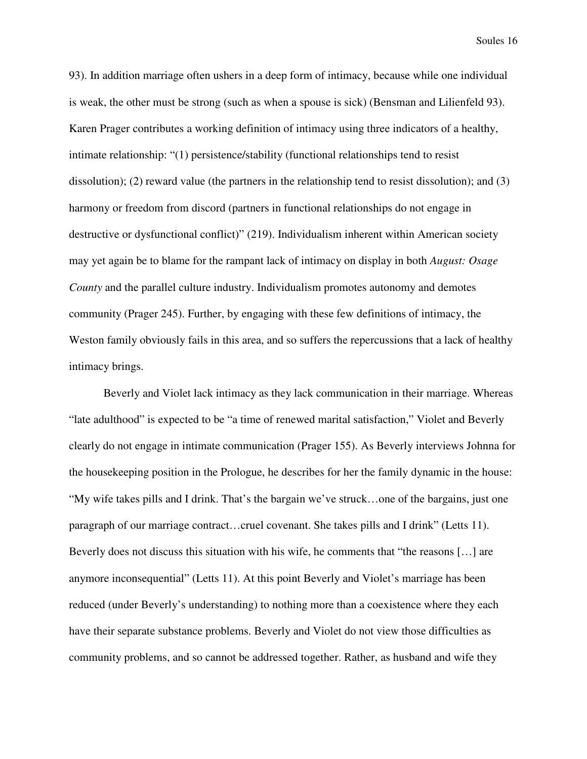93). In addition marriage often ushers in a deep form of intimacy, because while one individual is weak, the other must be strong (such as when a spouse is sick) (Bensman and Lilienfeld 93). Karen Prager contributes a working definition of intimacy using three indicators of a healthy, intimate relationship: "(1) persistence/stability (functional relationships tend to resist dissolution); (2) reward value (the partners in the relationship tend to resist dissolution); and (3) harmony or freedom from discord (partners in functional relationships do not engage in destructive or dysfunctional conflict)" (219). Individualism inherent within American society may yet again be to blame for the rampant lack of intimacy on display in both *August: Osage County* and the parallel culture industry. Individualism promotes autonomy and demotes community (Prager 245). Further, by engaging with these few definitions of intimacy, the Weston family obviously fails in this area, and so suffers the repercussions that a lack of healthy intimacy brings.

Beverly and Violet lack intimacy as they lack communication in their marriage. Whereas "late adulthood" is expected to be "a time of renewed marital satisfaction," Violet and Beverly clearly do not engage in intimate communication (Prager 155). As Beverly interviews Johnna for the housekeeping position in the Prologue, he describes for her the family dynamic in the house: "My wife takes pills and I drink. That's the bargain we've struck…one of the bargains, just one paragraph of our marriage contract…cruel covenant. She takes pills and I drink" (Letts 11). Beverly does not discuss this situation with his wife, he comments that "the reasons […] are anymore inconsequential" (Letts 11). At this point Beverly and Violet's marriage has been reduced (under Beverly's understanding) to nothing more than a coexistence where they each have their separate substance problems. Beverly and Violet do not view those difficulties as community problems, and so cannot be addressed together. Rather, as husband and wife they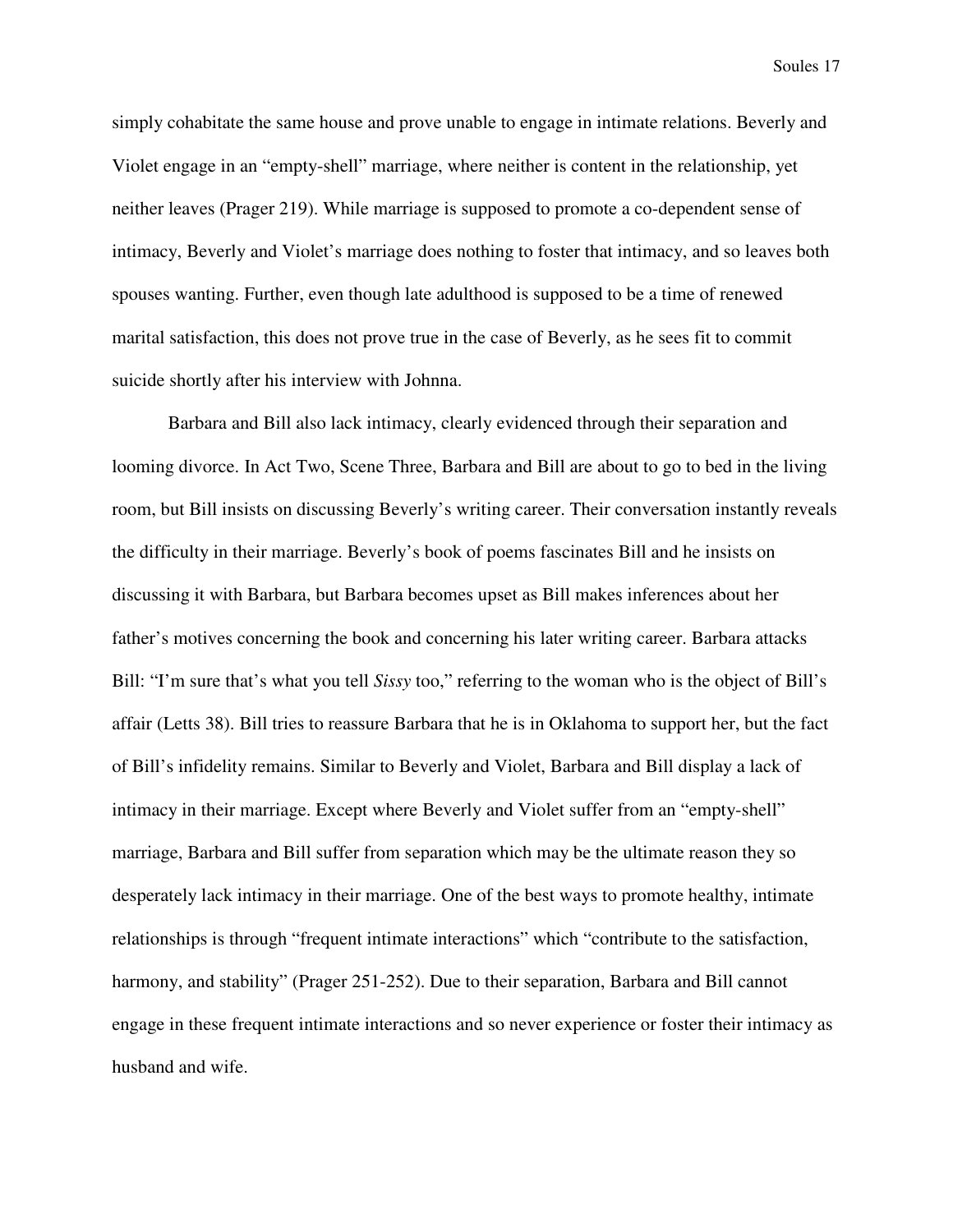simply cohabitate the same house and prove unable to engage in intimate relations. Beverly and Violet engage in an “empty-shell” marriage, where neither is content in the relationship, yet neither leaves (Prager 219). While marriage is supposed to promote a co-dependent sense of intimacy, Beverly and Violet’s marriage does nothing to foster that intimacy, and so leaves both spouses wanting. Further, even though late adulthood is supposed to be a time of renewed marital satisfaction, this does not prove true in the case of Beverly, as he sees fit to commit suicide shortly after his interview with Johnna.

Barbara and Bill also lack intimacy, clearly evidenced through their separation and looming divorce. In Act Two, Scene Three, Barbara and Bill are about to go to bed in the living room, but Bill insists on discussing Beverly’s writing career. Their conversation instantly reveals the difficulty in their marriage. Beverly’s book of poems fascinates Bill and he insists on discussing it with Barbara, but Barbara becomes upset as Bill makes inferences about her father’s motives concerning the book and concerning his later writing career. Barbara attacks Bill: “I’m sure that’s what you tell *Sissy* too,” referring to the woman who is the object of Bill’s affair (Letts 38). Bill tries to reassure Barbara that he is in Oklahoma to support her, but the fact of Bill’s infidelity remains. Similar to Beverly and Violet, Barbara and Bill display a lack of intimacy in their marriage. Except where Beverly and Violet suffer from an “empty-shell” marriage, Barbara and Bill suffer from separation which may be the ultimate reason they so desperately lack intimacy in their marriage. One of the best ways to promote healthy, intimate relationships is through “frequent intimate interactions” which “contribute to the satisfaction, harmony, and stability” (Prager 251-252). Due to their separation, Barbara and Bill cannot engage in these frequent intimate interactions and so never experience or foster their intimacy as husband and wife.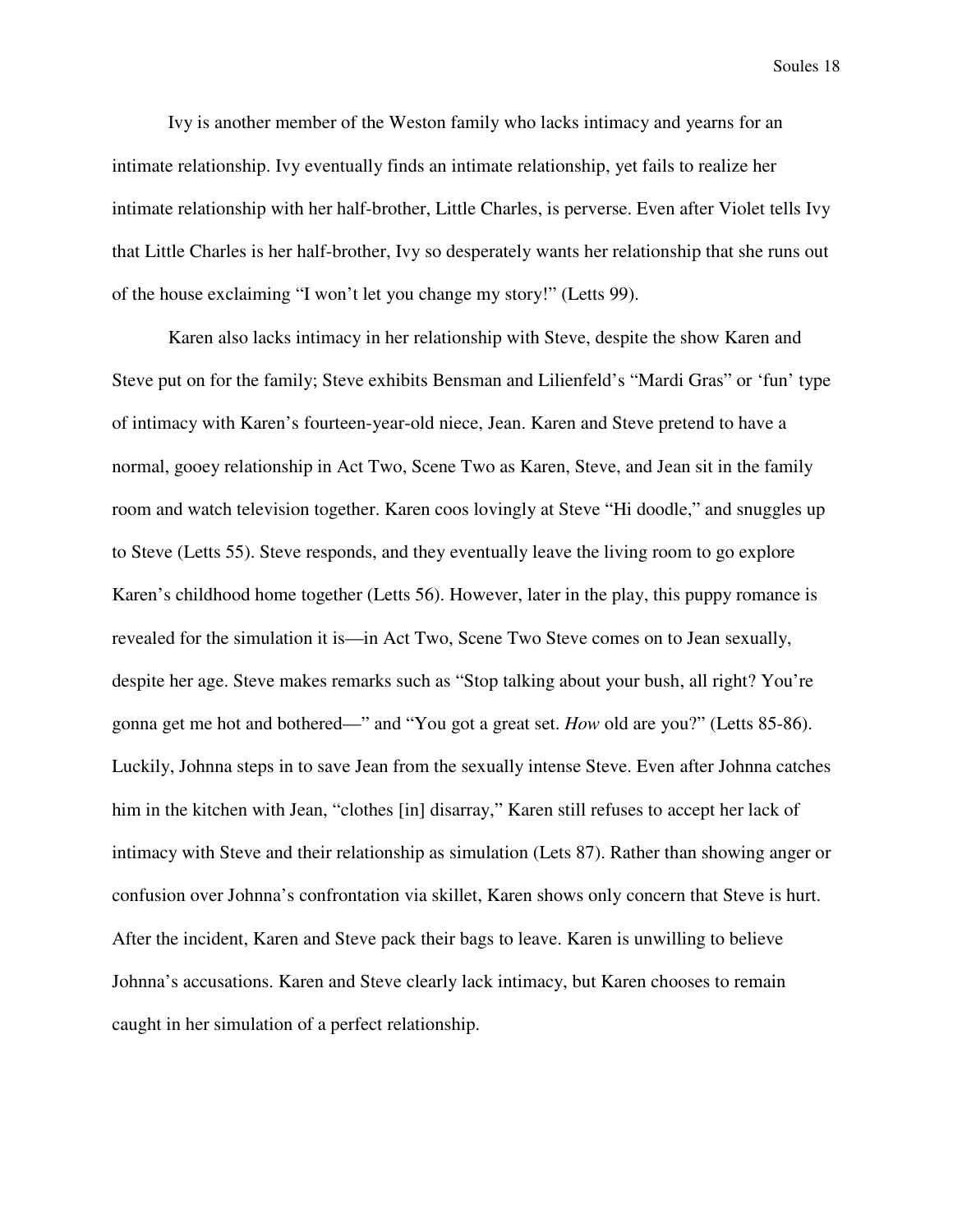Ivy is another member of the Weston family who lacks intimacy and yearns for an intimate relationship. Ivy eventually finds an intimate relationship, yet fails to realize her intimate relationship with her half-brother, Little Charles, is perverse. Even after Violet tells Ivy that Little Charles is her half-brother, Ivy so desperately wants her relationship that she runs out of the house exclaiming “I won’t let you change my story!” (Letts 99).

Karen also lacks intimacy in her relationship with Steve, despite the show Karen and Steve put on for the family; Steve exhibits Bensman and Lilienfeld’s “Mardi Gras” or ‘fun’ type of intimacy with Karen’s fourteen-year-old niece, Jean. Karen and Steve pretend to have a normal, gooey relationship in Act Two, Scene Two as Karen, Steve, and Jean sit in the family room and watch television together. Karen coos lovingly at Steve “Hi doodle,” and snuggles up to Steve (Letts 55). Steve responds, and they eventually leave the living room to go explore Karen’s childhood home together (Letts 56). However, later in the play, this puppy romance is revealed for the simulation it is—in Act Two, Scene Two Steve comes on to Jean sexually, despite her age. Steve makes remarks such as “Stop talking about your bush, all right? You’re gonna get me hot and bothered—” and “You got a great set. *How* old are you?” (Letts 85-86). Luckily, Johnna steps in to save Jean from the sexually intense Steve. Even after Johnna catches him in the kitchen with Jean, “clothes [in] disarray,” Karen still refuses to accept her lack of intimacy with Steve and their relationship as simulation (Lets 87). Rather than showing anger or confusion over Johnna’s confrontation via skillet, Karen shows only concern that Steve is hurt. After the incident, Karen and Steve pack their bags to leave. Karen is unwilling to believe Johnna’s accusations. Karen and Steve clearly lack intimacy, but Karen chooses to remain caught in her simulation of a perfect relationship.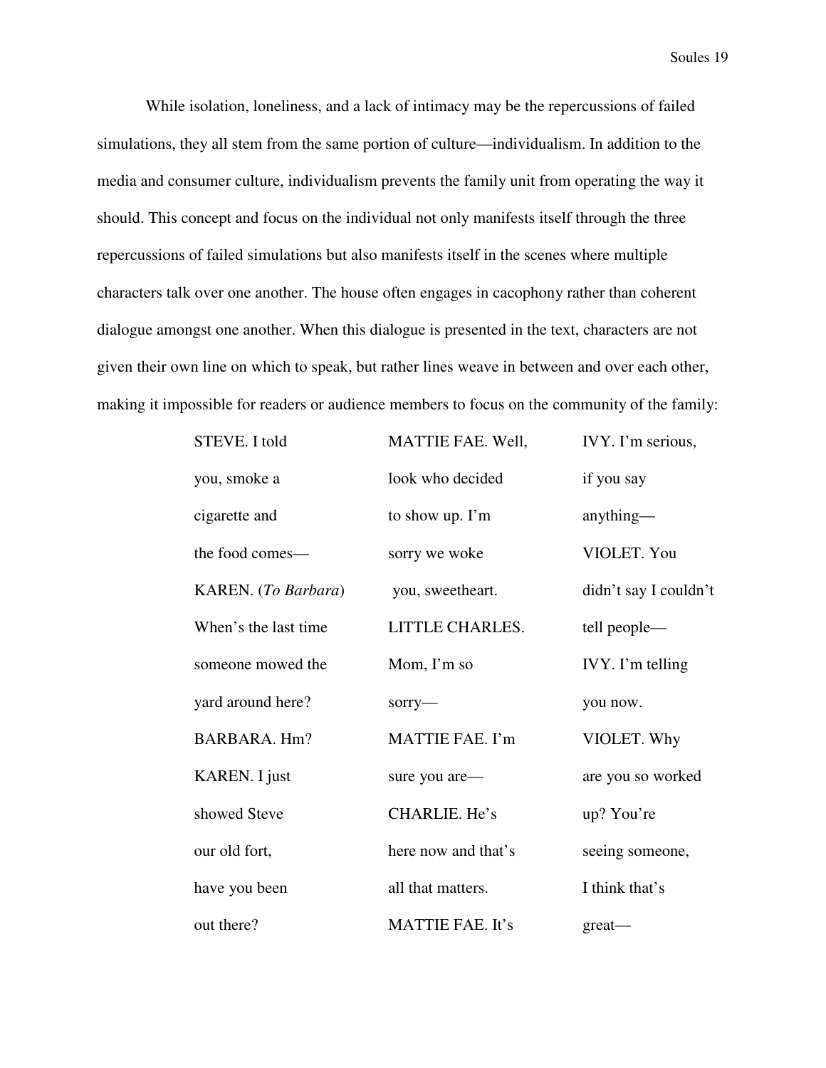While isolation, loneliness, and a lack of intimacy may be the repercussions of failed simulations, they all stem from the same portion of culture—individualism. In addition to the media and consumer culture, individualism prevents the family unit from operating the way it should. This concept and focus on the individual not only manifests itself through the three repercussions of failed simulations but also manifests itself in the scenes where multiple characters talk over one another. The house often engages in cacophony rather than coherent dialogue amongst one another. When this dialogue is presented in the text, characters are not given their own line on which to speak, but rather lines weave in between and over each other, making it impossible for readers or audience members to focus on the community of the family:

| | | |
|---|---|---|
| STEVE. I told | MATTIE FAE. Well, | IVY. I'm serious, |
| you, smoke a | look who decided | if you say |
| cigarette and | to show up. I'm | anything— |
| the food comes— | sorry we woke | VIOLET. You |
| KAREN. (*To Barbara*) | you, sweetheart. | didn't say I couldn't |
| When's the last time | LITTLE CHARLES. | tell people— |
| someone mowed the | Mom, I'm so | IVY. I'm telling |
| yard around here? | sorry— | you now. |
| BARBARA. Hm? | MATTIE FAE. I'm | VIOLET. Why |
| KAREN. I just | sure you are— | are you so worked |
| showed Steve | CHARLIE. He's | up? You're |
| our old fort, | here now and that's | seeing someone, |
| have you been | all that matters. | I think that's |
| out there? | MATTIE FAE. It's | great— |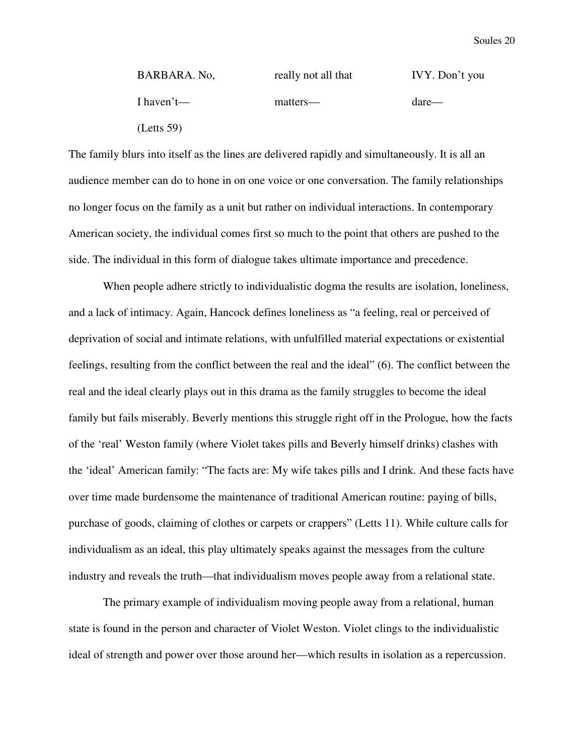| BARBARA. No, | really not all that | IVY. Don't you |
|---|---|---|
| I haven't— | matters— | dare— |

(Letts 59)

The family blurs into itself as the lines are delivered rapidly and simultaneously. It is all an audience member can do to hone in on one voice or one conversation. The family relationships no longer focus on the family as a unit but rather on individual interactions. In contemporary American society, the individual comes first so much to the point that others are pushed to the side. The individual in this form of dialogue takes ultimate importance and precedence.

When people adhere strictly to individualistic dogma the results are isolation, loneliness, and a lack of intimacy. Again, Hancock defines loneliness as "a feeling, real or perceived of deprivation of social and intimate relations, with unfulfilled material expectations or existential feelings, resulting from the conflict between the real and the ideal" (6). The conflict between the real and the ideal clearly plays out in this drama as the family struggles to become the ideal family but fails miserably. Beverly mentions this struggle right off in the Prologue, how the facts of the 'real' Weston family (where Violet takes pills and Beverly himself drinks) clashes with the 'ideal' American family: "The facts are: My wife takes pills and I drink. And these facts have over time made burdensome the maintenance of traditional American routine: paying of bills, purchase of goods, claiming of clothes or carpets or crappers" (Letts 11). While culture calls for individualism as an ideal, this play ultimately speaks against the messages from the culture industry and reveals the truth—that individualism moves people away from a relational state.

The primary example of individualism moving people away from a relational, human state is found in the person and character of Violet Weston. Violet clings to the individualistic ideal of strength and power over those around her—which results in isolation as a repercussion.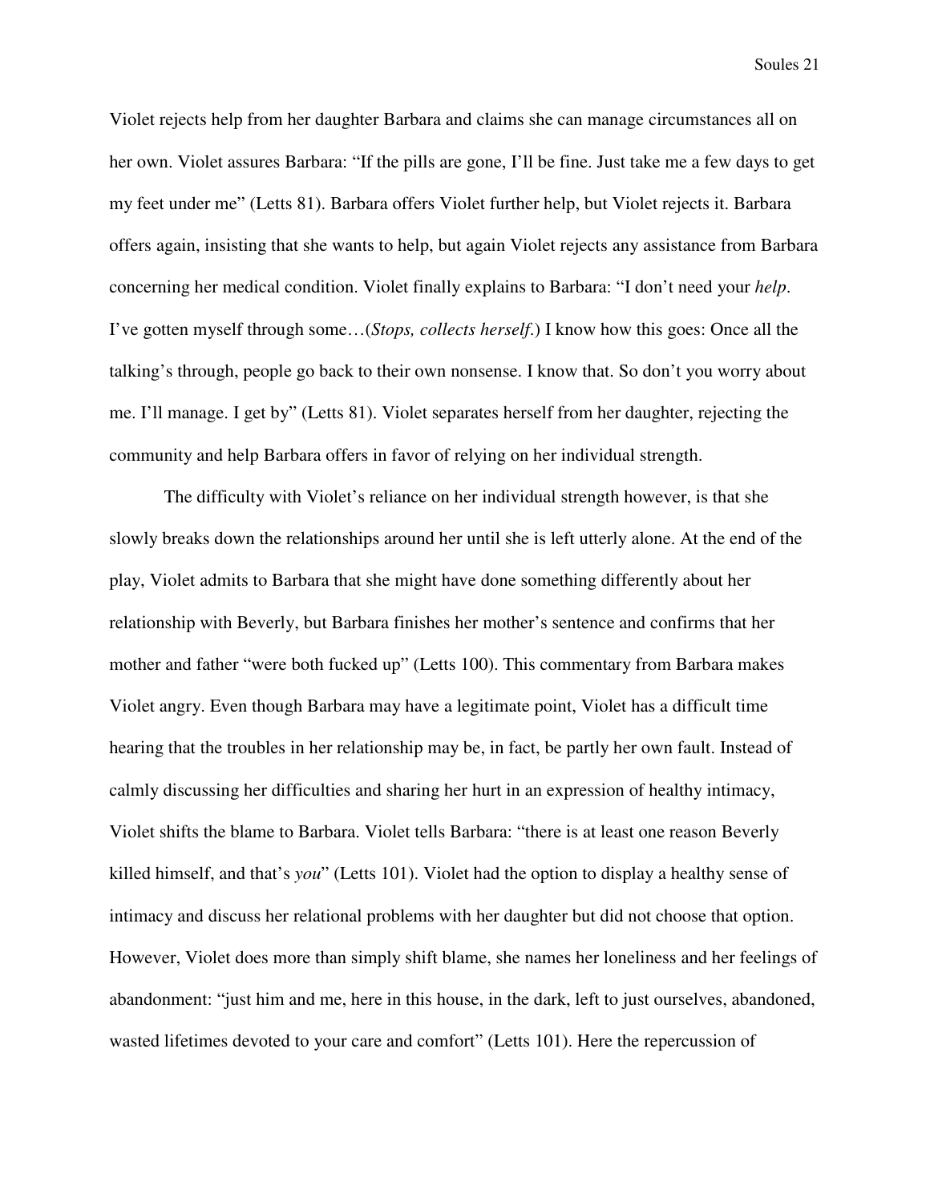Violet rejects help from her daughter Barbara and claims she can manage circumstances all on her own. Violet assures Barbara: "If the pills are gone, I'll be fine. Just take me a few days to get my feet under me" (Letts 81). Barbara offers Violet further help, but Violet rejects it. Barbara offers again, insisting that she wants to help, but again Violet rejects any assistance from Barbara concerning her medical condition. Violet finally explains to Barbara: "I don't need your *help*. I've gotten myself through some…(*Stops, collects herself.*) I know how this goes: Once all the talking's through, people go back to their own nonsense. I know that. So don't you worry about me. I'll manage. I get by" (Letts 81). Violet separates herself from her daughter, rejecting the community and help Barbara offers in favor of relying on her individual strength.

The difficulty with Violet's reliance on her individual strength however, is that she slowly breaks down the relationships around her until she is left utterly alone. At the end of the play, Violet admits to Barbara that she might have done something differently about her relationship with Beverly, but Barbara finishes her mother's sentence and confirms that her mother and father "were both fucked up" (Letts 100). This commentary from Barbara makes Violet angry. Even though Barbara may have a legitimate point, Violet has a difficult time hearing that the troubles in her relationship may be, in fact, be partly her own fault. Instead of calmly discussing her difficulties and sharing her hurt in an expression of healthy intimacy, Violet shifts the blame to Barbara. Violet tells Barbara: "there is at least one reason Beverly killed himself, and that's *you*" (Letts 101). Violet had the option to display a healthy sense of intimacy and discuss her relational problems with her daughter but did not choose that option. However, Violet does more than simply shift blame, she names her loneliness and her feelings of abandonment: "just him and me, here in this house, in the dark, left to just ourselves, abandoned, wasted lifetimes devoted to your care and comfort" (Letts 101). Here the repercussion of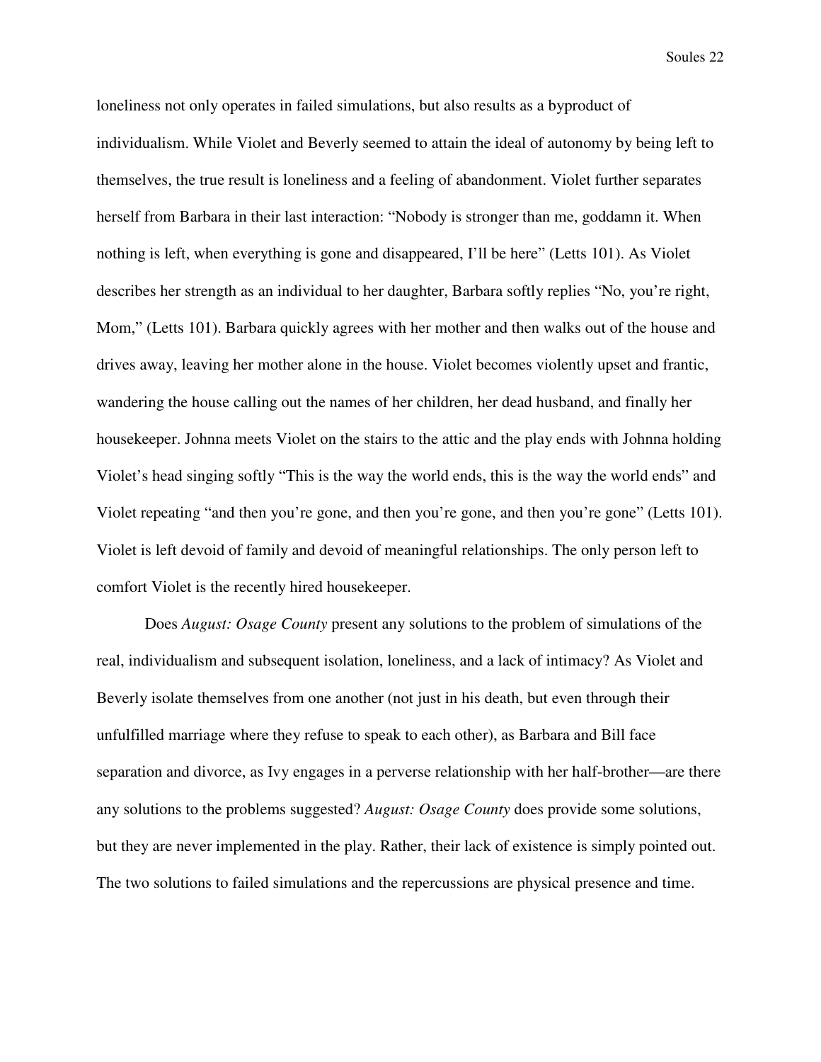loneliness not only operates in failed simulations, but also results as a byproduct of individualism. While Violet and Beverly seemed to attain the ideal of autonomy by being left to themselves, the true result is loneliness and a feeling of abandonment. Violet further separates herself from Barbara in their last interaction: "Nobody is stronger than me, goddamn it. When nothing is left, when everything is gone and disappeared, I'll be here" (Letts 101). As Violet describes her strength as an individual to her daughter, Barbara softly replies "No, you're right, Mom," (Letts 101). Barbara quickly agrees with her mother and then walks out of the house and drives away, leaving her mother alone in the house. Violet becomes violently upset and frantic, wandering the house calling out the names of her children, her dead husband, and finally her housekeeper. Johnna meets Violet on the stairs to the attic and the play ends with Johnna holding Violet's head singing softly "This is the way the world ends, this is the way the world ends" and Violet repeating "and then you're gone, and then you're gone, and then you're gone" (Letts 101). Violet is left devoid of family and devoid of meaningful relationships. The only person left to comfort Violet is the recently hired housekeeper.

Does *August: Osage County* present any solutions to the problem of simulations of the real, individualism and subsequent isolation, loneliness, and a lack of intimacy? As Violet and Beverly isolate themselves from one another (not just in his death, but even through their unfulfilled marriage where they refuse to speak to each other), as Barbara and Bill face separation and divorce, as Ivy engages in a perverse relationship with her half-brother—are there any solutions to the problems suggested? *August: Osage County* does provide some solutions, but they are never implemented in the play. Rather, their lack of existence is simply pointed out. The two solutions to failed simulations and the repercussions are physical presence and time.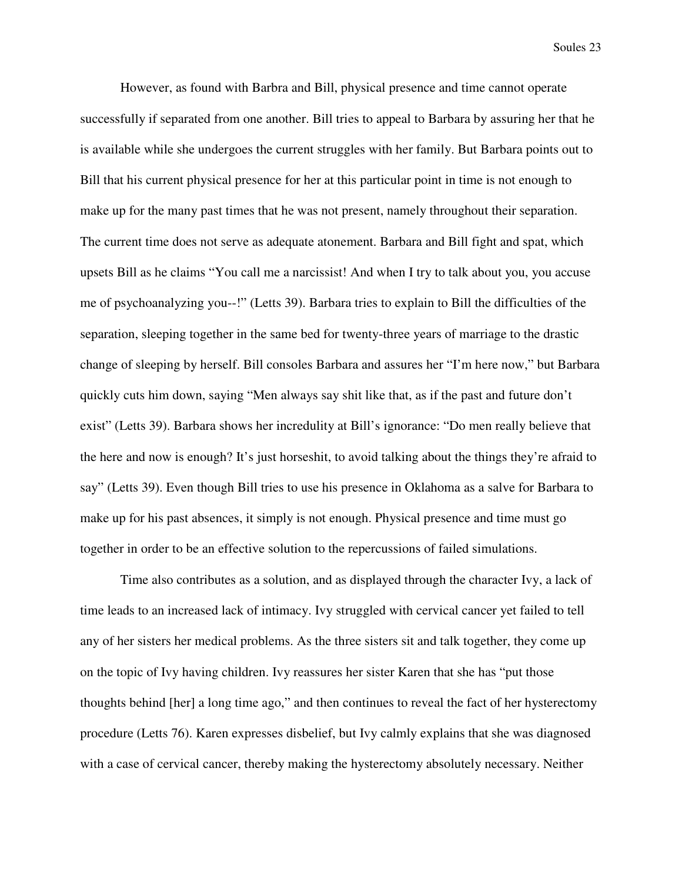However, as found with Barbra and Bill, physical presence and time cannot operate successfully if separated from one another. Bill tries to appeal to Barbara by assuring her that he is available while she undergoes the current struggles with her family. But Barbara points out to Bill that his current physical presence for her at this particular point in time is not enough to make up for the many past times that he was not present, namely throughout their separation. The current time does not serve as adequate atonement. Barbara and Bill fight and spat, which upsets Bill as he claims "You call me a narcissist! And when I try to talk about you, you accuse me of psychoanalyzing you--!" (Letts 39). Barbara tries to explain to Bill the difficulties of the separation, sleeping together in the same bed for twenty-three years of marriage to the drastic change of sleeping by herself. Bill consoles Barbara and assures her "I'm here now," but Barbara quickly cuts him down, saying "Men always say shit like that, as if the past and future don't exist" (Letts 39). Barbara shows her incredulity at Bill's ignorance: "Do men really believe that the here and now is enough? It's just horseshit, to avoid talking about the things they're afraid to say" (Letts 39). Even though Bill tries to use his presence in Oklahoma as a salve for Barbara to make up for his past absences, it simply is not enough. Physical presence and time must go together in order to be an effective solution to the repercussions of failed simulations.

Time also contributes as a solution, and as displayed through the character Ivy, a lack of time leads to an increased lack of intimacy. Ivy struggled with cervical cancer yet failed to tell any of her sisters her medical problems. As the three sisters sit and talk together, they come up on the topic of Ivy having children. Ivy reassures her sister Karen that she has "put those thoughts behind [her] a long time ago," and then continues to reveal the fact of her hysterectomy procedure (Letts 76). Karen expresses disbelief, but Ivy calmly explains that she was diagnosed with a case of cervical cancer, thereby making the hysterectomy absolutely necessary. Neither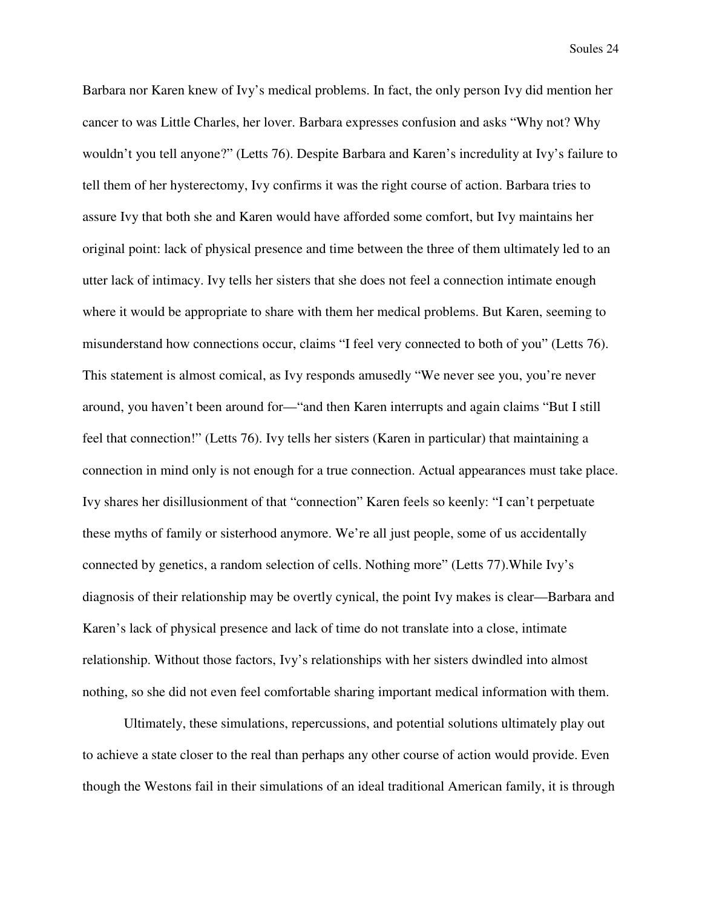Barbara nor Karen knew of Ivy's medical problems. In fact, the only person Ivy did mention her cancer to was Little Charles, her lover. Barbara expresses confusion and asks "Why not? Why wouldn't you tell anyone?" (Letts 76). Despite Barbara and Karen's incredulity at Ivy's failure to tell them of her hysterectomy, Ivy confirms it was the right course of action. Barbara tries to assure Ivy that both she and Karen would have afforded some comfort, but Ivy maintains her original point: lack of physical presence and time between the three of them ultimately led to an utter lack of intimacy. Ivy tells her sisters that she does not feel a connection intimate enough where it would be appropriate to share with them her medical problems. But Karen, seeming to misunderstand how connections occur, claims "I feel very connected to both of you" (Letts 76). This statement is almost comical, as Ivy responds amusedly "We never see you, you're never around, you haven't been around for—"and then Karen interrupts and again claims "But I still feel that connection!" (Letts 76). Ivy tells her sisters (Karen in particular) that maintaining a connection in mind only is not enough for a true connection. Actual appearances must take place. Ivy shares her disillusionment of that "connection" Karen feels so keenly: "I can't perpetuate these myths of family or sisterhood anymore. We're all just people, some of us accidentally connected by genetics, a random selection of cells. Nothing more" (Letts 77).While Ivy's diagnosis of their relationship may be overtly cynical, the point Ivy makes is clear—Barbara and Karen's lack of physical presence and lack of time do not translate into a close, intimate relationship. Without those factors, Ivy's relationships with her sisters dwindled into almost nothing, so she did not even feel comfortable sharing important medical information with them.

Ultimately, these simulations, repercussions, and potential solutions ultimately play out to achieve a state closer to the real than perhaps any other course of action would provide. Even though the Westons fail in their simulations of an ideal traditional American family, it is through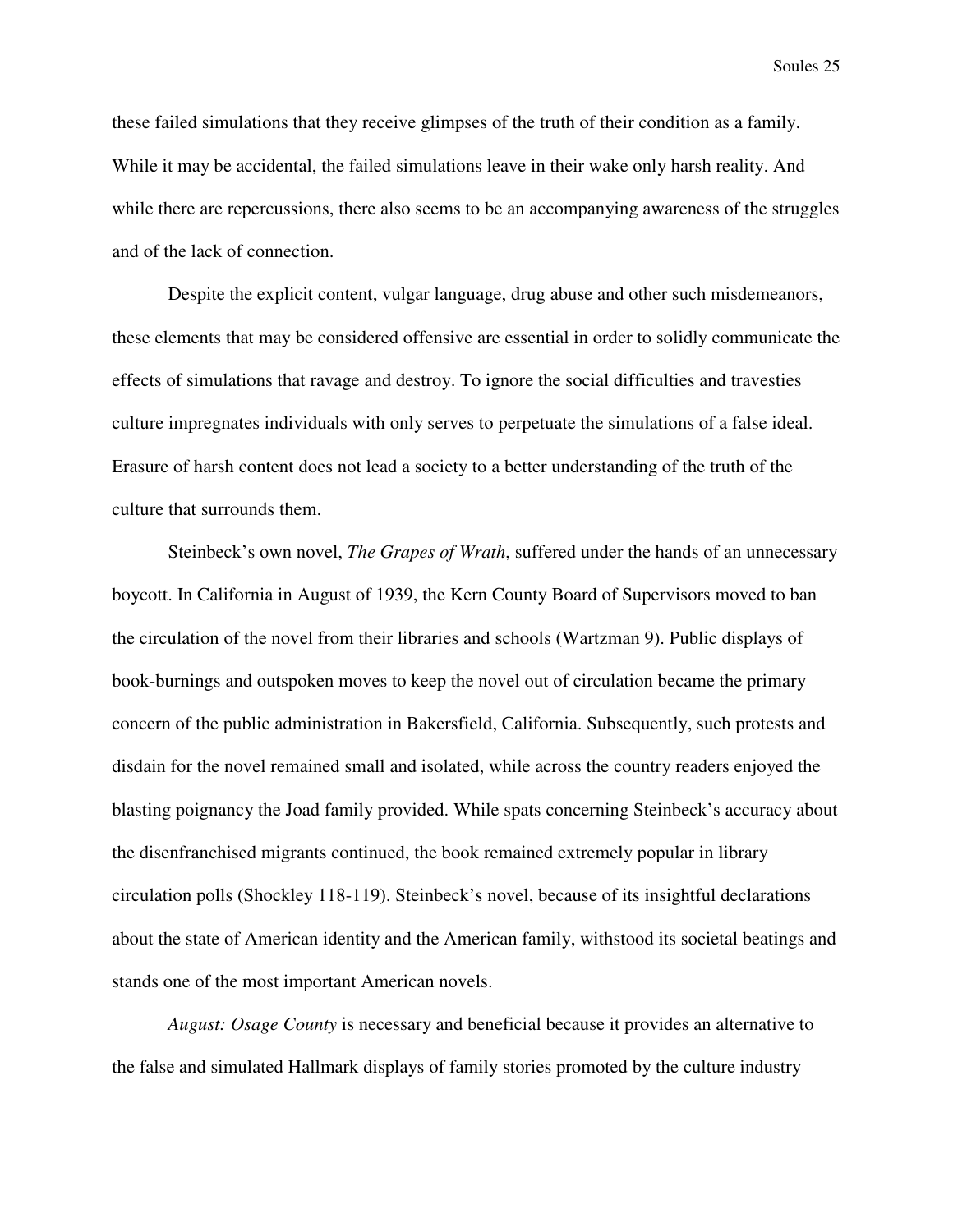these failed simulations that they receive glimpses of the truth of their condition as a family. While it may be accidental, the failed simulations leave in their wake only harsh reality. And while there are repercussions, there also seems to be an accompanying awareness of the struggles and of the lack of connection.

Despite the explicit content, vulgar language, drug abuse and other such misdemeanors, these elements that may be considered offensive are essential in order to solidly communicate the effects of simulations that ravage and destroy. To ignore the social difficulties and travesties culture impregnates individuals with only serves to perpetuate the simulations of a false ideal. Erasure of harsh content does not lead a society to a better understanding of the truth of the culture that surrounds them.

Steinbeck's own novel, *The Grapes of Wrath*, suffered under the hands of an unnecessary boycott. In California in August of 1939, the Kern County Board of Supervisors moved to ban the circulation of the novel from their libraries and schools (Wartzman 9). Public displays of book-burnings and outspoken moves to keep the novel out of circulation became the primary concern of the public administration in Bakersfield, California. Subsequently, such protests and disdain for the novel remained small and isolated, while across the country readers enjoyed the blasting poignancy the Joad family provided. While spats concerning Steinbeck's accuracy about the disenfranchised migrants continued, the book remained extremely popular in library circulation polls (Shockley 118-119). Steinbeck's novel, because of its insightful declarations about the state of American identity and the American family, withstood its societal beatings and stands one of the most important American novels.

*August: Osage County* is necessary and beneficial because it provides an alternative to the false and simulated Hallmark displays of family stories promoted by the culture industry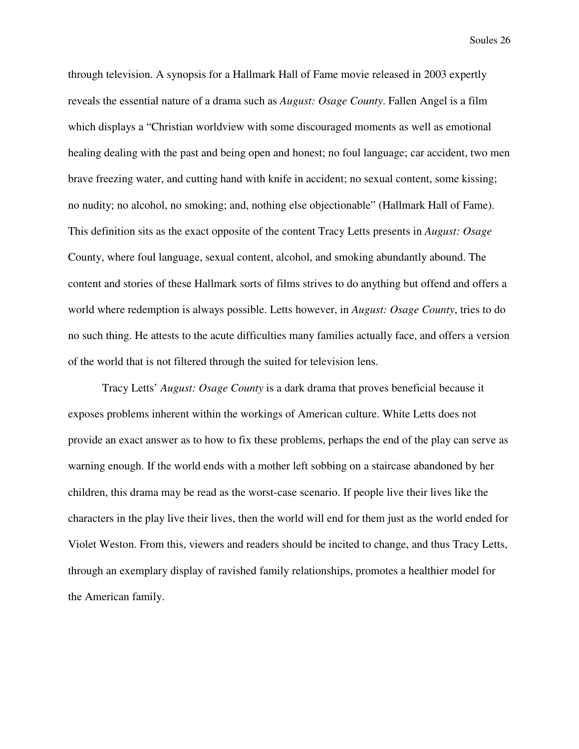through television. A synopsis for a Hallmark Hall of Fame movie released in 2003 expertly reveals the essential nature of a drama such as *August: Osage County*. Fallen Angel is a film which displays a "Christian worldview with some discouraged moments as well as emotional healing dealing with the past and being open and honest; no foul language; car accident, two men brave freezing water, and cutting hand with knife in accident; no sexual content, some kissing; no nudity; no alcohol, no smoking; and, nothing else objectionable" (Hallmark Hall of Fame). This definition sits as the exact opposite of the content Tracy Letts presents in *August: Osage* County, where foul language, sexual content, alcohol, and smoking abundantly abound. The content and stories of these Hallmark sorts of films strives to do anything but offend and offers a world where redemption is always possible. Letts however, in *August: Osage County*, tries to do no such thing. He attests to the acute difficulties many families actually face, and offers a version of the world that is not filtered through the suited for television lens.

Tracy Letts' *August: Osage County* is a dark drama that proves beneficial because it exposes problems inherent within the workings of American culture. White Letts does not provide an exact answer as to how to fix these problems, perhaps the end of the play can serve as warning enough. If the world ends with a mother left sobbing on a staircase abandoned by her children, this drama may be read as the worst-case scenario. If people live their lives like the characters in the play live their lives, then the world will end for them just as the world ended for Violet Weston. From this, viewers and readers should be incited to change, and thus Tracy Letts, through an exemplary display of ravished family relationships, promotes a healthier model for the American family.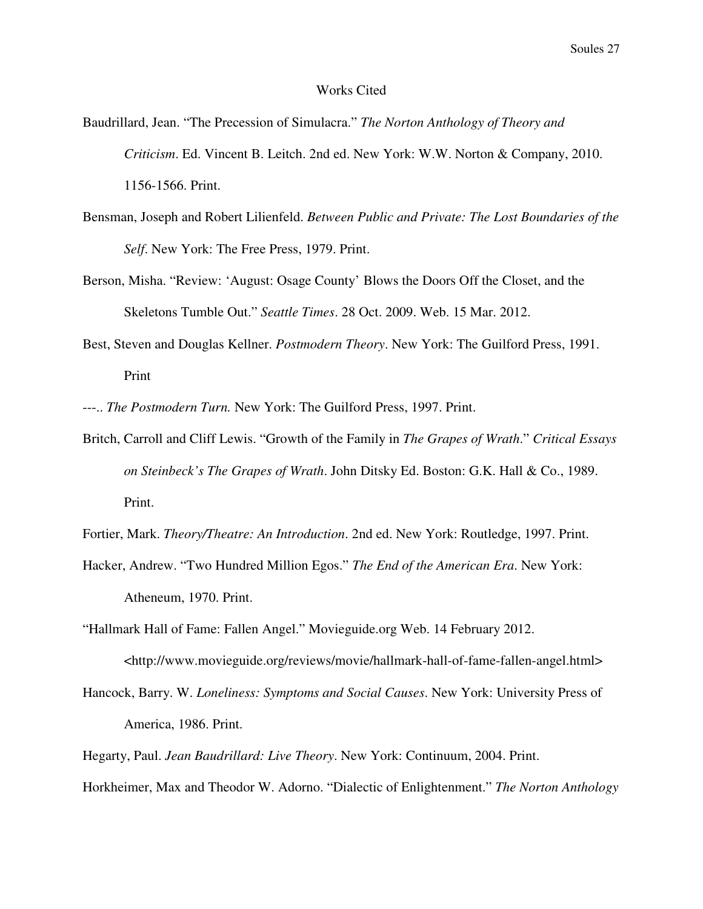# Works Cited

Baudrillard, Jean. "The Precession of Simulacra." *The Norton Anthology of Theory and Criticism*. Ed. Vincent B. Leitch. 2nd ed. New York: W.W. Norton & Company, 2010. 1156-1566. Print.

Bensman, Joseph and Robert Lilienfeld. *Between Public and Private: The Lost Boundaries of the Self*. New York: The Free Press, 1979. Print.

Berson, Misha. "Review: 'August: Osage County' Blows the Doors Off the Closet, and the Skeletons Tumble Out." *Seattle Times*. 28 Oct. 2009. Web. 15 Mar. 2012.

Best, Steven and Douglas Kellner. *Postmodern Theory*. New York: The Guilford Press, 1991. Print

---.. *The Postmodern Turn.* New York: The Guilford Press, 1997. Print.

Britch, Carroll and Cliff Lewis. "Growth of the Family in *The Grapes of Wrath*." *Critical Essays on Steinbeck's The Grapes of Wrath*. John Ditsky Ed. Boston: G.K. Hall & Co., 1989. Print.

Fortier, Mark. *Theory/Theatre: An Introduction*. 2nd ed. New York: Routledge, 1997. Print.

Hacker, Andrew. "Two Hundred Million Egos." *The End of the American Era*. New York: Atheneum, 1970. Print.

"Hallmark Hall of Fame: Fallen Angel." Movieguide.org Web. 14 February 2012. <http://www.movieguide.org/reviews/movie/hallmark-hall-of-fame-fallen-angel.html>

Hancock, Barry. W. *Loneliness: Symptoms and Social Causes*. New York: University Press of America, 1986. Print.

Hegarty, Paul. *Jean Baudrillard: Live Theory*. New York: Continuum, 2004. Print.

Horkheimer, Max and Theodor W. Adorno. "Dialectic of Enlightenment." *The Norton Anthology*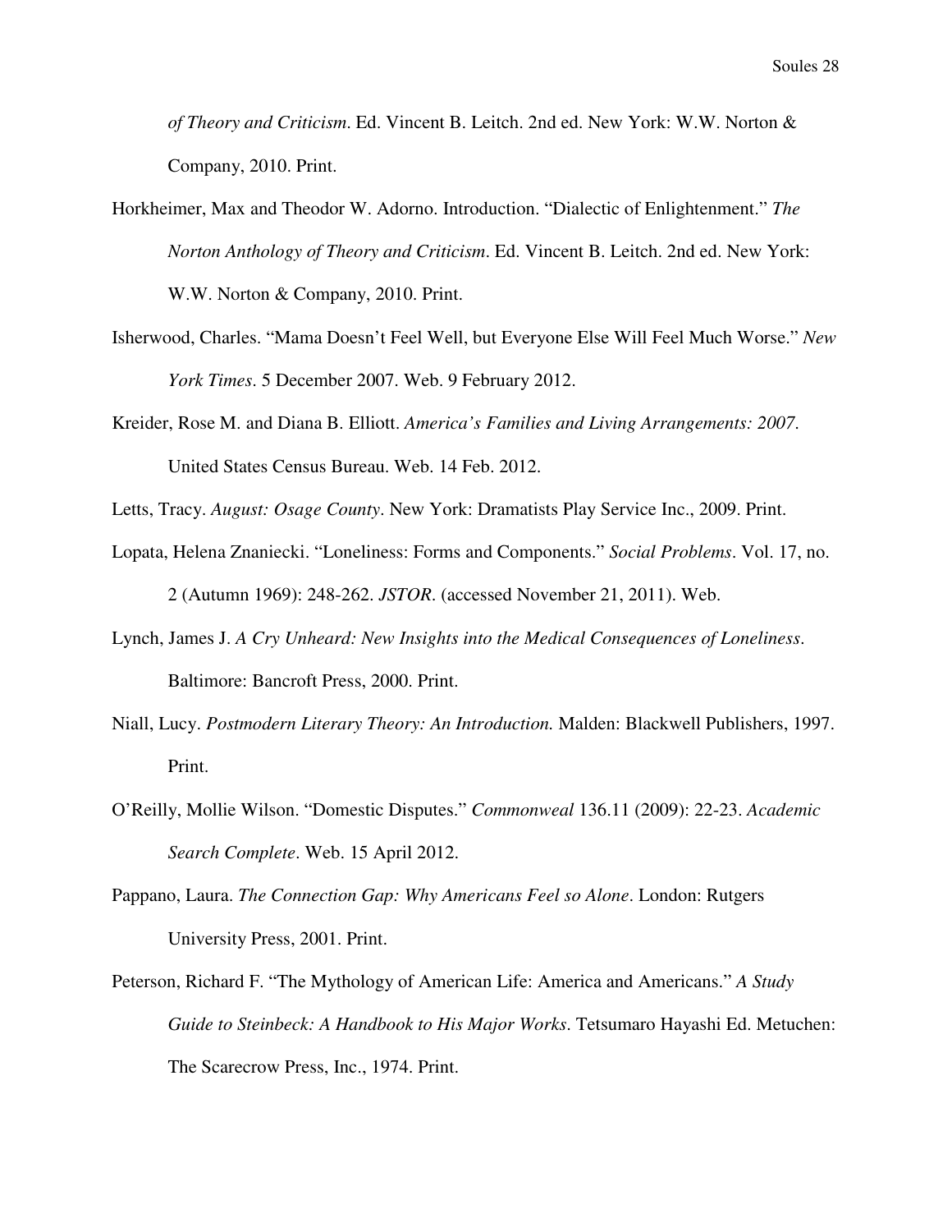*of Theory and Criticism*. Ed. Vincent B. Leitch. 2nd ed. New York: W.W. Norton & Company, 2010. Print.

Horkheimer, Max and Theodor W. Adorno. Introduction. "Dialectic of Enlightenment." *The Norton Anthology of Theory and Criticism*. Ed. Vincent B. Leitch. 2nd ed. New York: W.W. Norton & Company, 2010. Print.

Isherwood, Charles. "Mama Doesn't Feel Well, but Everyone Else Will Feel Much Worse." *New York Times*. 5 December 2007. Web. 9 February 2012.

Kreider, Rose M. and Diana B. Elliott. *America's Families and Living Arrangements: 2007*. United States Census Bureau. Web. 14 Feb. 2012.

Letts, Tracy. *August: Osage County*. New York: Dramatists Play Service Inc., 2009. Print.

Lopata, Helena Znaniecki. "Loneliness: Forms and Components." *Social Problems*. Vol. 17, no. 2 (Autumn 1969): 248-262. *JSTOR*. (accessed November 21, 2011). Web.

Lynch, James J. *A Cry Unheard: New Insights into the Medical Consequences of Loneliness*. Baltimore: Bancroft Press, 2000. Print.

Niall, Lucy. *Postmodern Literary Theory: An Introduction.* Malden: Blackwell Publishers, 1997. Print.

O'Reilly, Mollie Wilson. "Domestic Disputes." *Commonweal* 136.11 (2009): 22-23. *Academic Search Complete*. Web. 15 April 2012.

Pappano, Laura. *The Connection Gap: Why Americans Feel so Alone*. London: Rutgers University Press, 2001. Print.

Peterson, Richard F. "The Mythology of American Life: America and Americans." *A Study Guide to Steinbeck: A Handbook to His Major Works*. Tetsumaro Hayashi Ed. Metuchen: The Scarecrow Press, Inc., 1974. Print.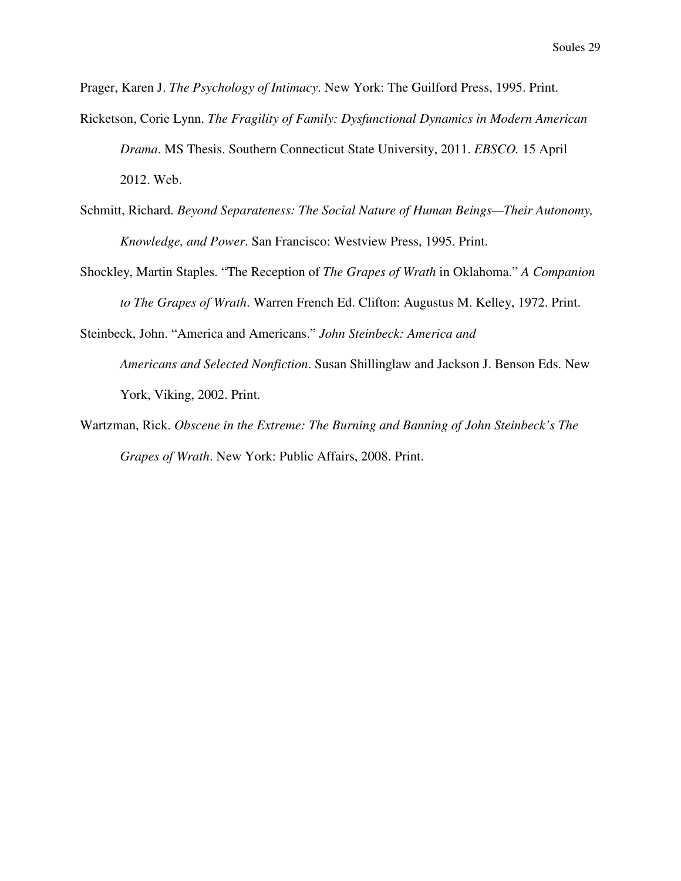Prager, Karen J. *The Psychology of Intimacy*. New York: The Guilford Press, 1995. Print.

Ricketson, Corie Lynn. *The Fragility of Family: Dysfunctional Dynamics in Modern American Drama*. MS Thesis. Southern Connecticut State University, 2011. *EBSCO.* 15 April 2012. Web.

Schmitt, Richard. *Beyond Separateness: The Social Nature of Human Beings—Their Autonomy, Knowledge, and Power*. San Francisco: Westview Press, 1995. Print.

Shockley, Martin Staples. "The Reception of *The Grapes of Wrath* in Oklahoma." *A Companion to The Grapes of Wrath*. Warren French Ed. Clifton: Augustus M. Kelley, 1972. Print.

Steinbeck, John. "America and Americans." *John Steinbeck: America and Americans and Selected Nonfiction*. Susan Shillinglaw and Jackson J. Benson Eds. New York, Viking, 2002. Print.

Wartzman, Rick. *Obscene in the Extreme: The Burning and Banning of John Steinbeck's The Grapes of Wrath*. New York: Public Affairs, 2008. Print.